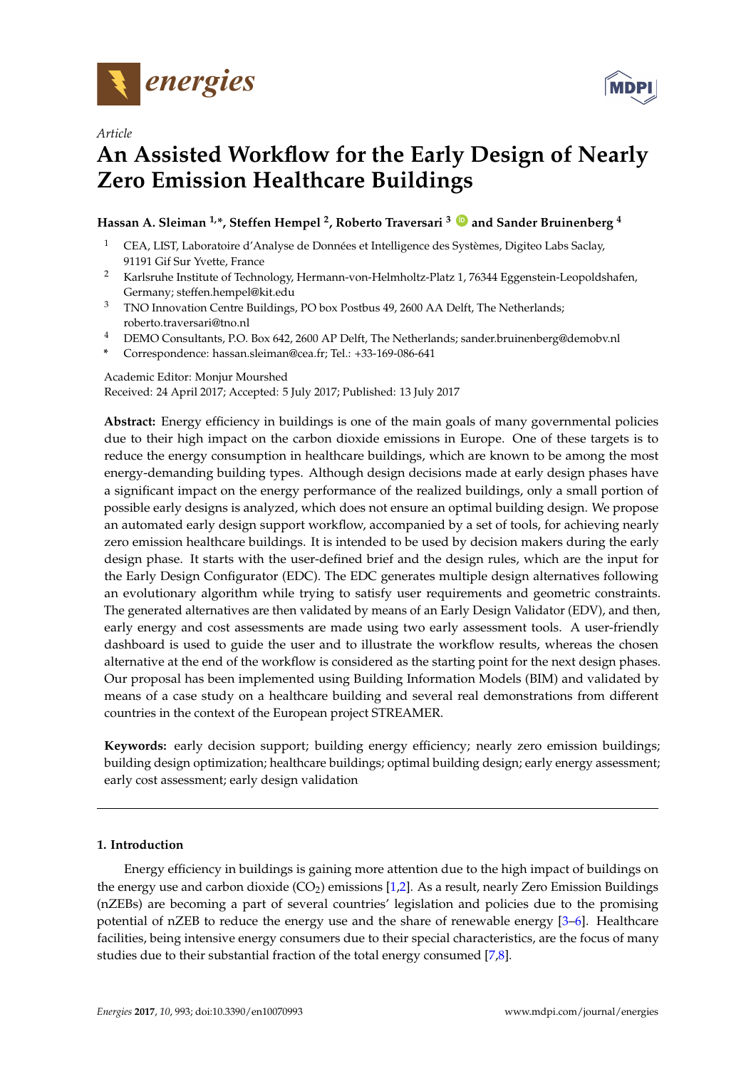*Article*

# An Assisted Workflow for the Early Design of Nearly Zero Emission Healthcare Buildings

**Hassan A. Sleiman [1,*], Steffen Hempel [2], Roberto Traversari [3] and Sander Bruinenberg [4]**

1. CEA, LIST, Laboratoire d'Analyse de Données et Intelligence des Systèmes, Digiteo Labs Saclay, 91191 Gif Sur Yvette, France
2. Karlsruhe Institute of Technology, Hermann-von-Helmholtz-Platz 1, 76344 Eggenstein-Leopoldshafen, Germany; steffen.hempel@kit.edu
3. TNO Innovation Centre Buildings, PO box Postbus 49, 2600 AA Delft, The Netherlands; roberto.traversari@tno.nl
4. DEMO Consultants, P.O. Box 642, 2600 AP Delft, The Netherlands; sander.bruinenberg@demobv.nl

\* Correspondence: hassan.sleiman@cea.fr; Tel.: +33-169-086-641

Academic Editor: Monjur Mourshed
Received: 24 April 2017; Accepted: 5 July 2017; Published: 13 July 2017

**Abstract:** Energy efficiency in buildings is one of the main goals of many governmental policies due to their high impact on the carbon dioxide emissions in Europe. One of these targets is to reduce the energy consumption in healthcare buildings, which are known to be among the most energy-demanding building types. Although design decisions made at early design phases have a significant impact on the energy performance of the realized buildings, only a small portion of possible early designs is analyzed, which does not ensure an optimal building design. We propose an automated early design support workflow, accompanied by a set of tools, for achieving nearly zero emission healthcare buildings. It is intended to be used by decision makers during the early design phase. It starts with the user-defined brief and the design rules, which are the input for the Early Design Configurator (EDC). The EDC generates multiple design alternatives following an evolutionary algorithm while trying to satisfy user requirements and geometric constraints. The generated alternatives are then validated by means of an Early Design Validator (EDV), and then, early energy and cost assessments are made using two early assessment tools. A user-friendly dashboard is used to guide the user and to illustrate the workflow results, whereas the chosen alternative at the end of the workflow is considered as the starting point for the next design phases. Our proposal has been implemented using Building Information Models (BIM) and validated by means of a case study on a healthcare building and several real demonstrations from different countries in the context of the European project STREAMER.

**Keywords:** early decision support; building energy efficiency; nearly zero emission buildings; building design optimization; healthcare buildings; optimal building design; early energy assessment; early cost assessment; early design validation

## 1. Introduction

Energy efficiency in buildings is gaining more attention due to the high impact of buildings on the energy use and carbon dioxide ($CO_2$) emissions [1,2]. As a result, nearly Zero Emission Buildings (nZEBs) are becoming a part of several countries' legislation and policies due to the promising potential of nZEB to reduce the energy use and the share of renewable energy [3–6]. Healthcare facilities, being intensive energy consumers due to their special characteristics, are the focus of many studies due to their substantial fraction of the total energy consumed [7,8].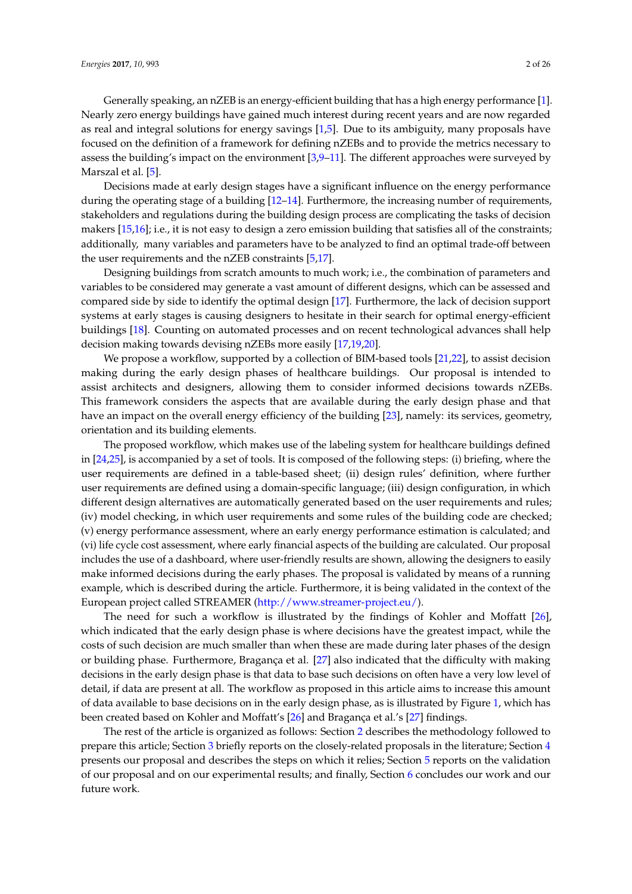Generally speaking, an nZEB is an energy-efficient building that has a high energy performance [1]. Nearly zero energy buildings have gained much interest during recent years and are now regarded as real and integral solutions for energy savings [1,5]. Due to its ambiguity, many proposals have focused on the definition of a framework for defining nZEBs and to provide the metrics necessary to assess the building's impact on the environment [3,9–11]. The different approaches were surveyed by Marszal et al. [5].

Decisions made at early design stages have a significant influence on the energy performance during the operating stage of a building [12–14]. Furthermore, the increasing number of requirements, stakeholders and regulations during the building design process are complicating the tasks of decision makers [15,16]; i.e., it is not easy to design a zero emission building that satisfies all of the constraints; additionally, many variables and parameters have to be analyzed to find an optimal trade-off between the user requirements and the nZEB constraints [5,17].

Designing buildings from scratch amounts to much work; i.e., the combination of parameters and variables to be considered may generate a vast amount of different designs, which can be assessed and compared side by side to identify the optimal design [17]. Furthermore, the lack of decision support systems at early stages is causing designers to hesitate in their search for optimal energy-efficient buildings [18]. Counting on automated processes and on recent technological advances shall help decision making towards devising nZEBs more easily [17,19,20].

We propose a workflow, supported by a collection of BIM-based tools [21,22], to assist decision making during the early design phases of healthcare buildings. Our proposal is intended to assist architects and designers, allowing them to consider informed decisions towards nZEBs. This framework considers the aspects that are available during the early design phase and that have an impact on the overall energy efficiency of the building [23], namely: its services, geometry, orientation and its building elements.

The proposed workflow, which makes use of the labeling system for healthcare buildings defined in [24,25], is accompanied by a set of tools. It is composed of the following steps: (i) briefing, where the user requirements are defined in a table-based sheet; (ii) design rules' definition, where further user requirements are defined using a domain-specific language; (iii) design configuration, in which different design alternatives are automatically generated based on the user requirements and rules; (iv) model checking, in which user requirements and some rules of the building code are checked; (v) energy performance assessment, where an early energy performance estimation is calculated; and (vi) life cycle cost assessment, where early financial aspects of the building are calculated. Our proposal includes the use of a dashboard, where user-friendly results are shown, allowing the designers to easily make informed decisions during the early phases. The proposal is validated by means of a running example, which is described during the article. Furthermore, it is being validated in the context of the European project called STREAMER (http://www.streamer-project.eu/).

The need for such a workflow is illustrated by the findings of Kohler and Moffatt [26], which indicated that the early design phase is where decisions have the greatest impact, while the costs of such decision are much smaller than when these are made during later phases of the design or building phase. Furthermore, Bragança et al. [27] also indicated that the difficulty with making decisions in the early design phase is that data to base such decisions on often have a very low level of detail, if data are present at all. The workflow as proposed in this article aims to increase this amount of data available to base decisions on in the early design phase, as is illustrated by Figure 1, which has been created based on Kohler and Moffatt's [26] and Bragança et al.'s [27] findings.

The rest of the article is organized as follows: Section 2 describes the methodology followed to prepare this article; Section 3 briefly reports on the closely-related proposals in the literature; Section 4 presents our proposal and describes the steps on which it relies; Section 5 reports on the validation of our proposal and on our experimental results; and finally, Section 6 concludes our work and our future work.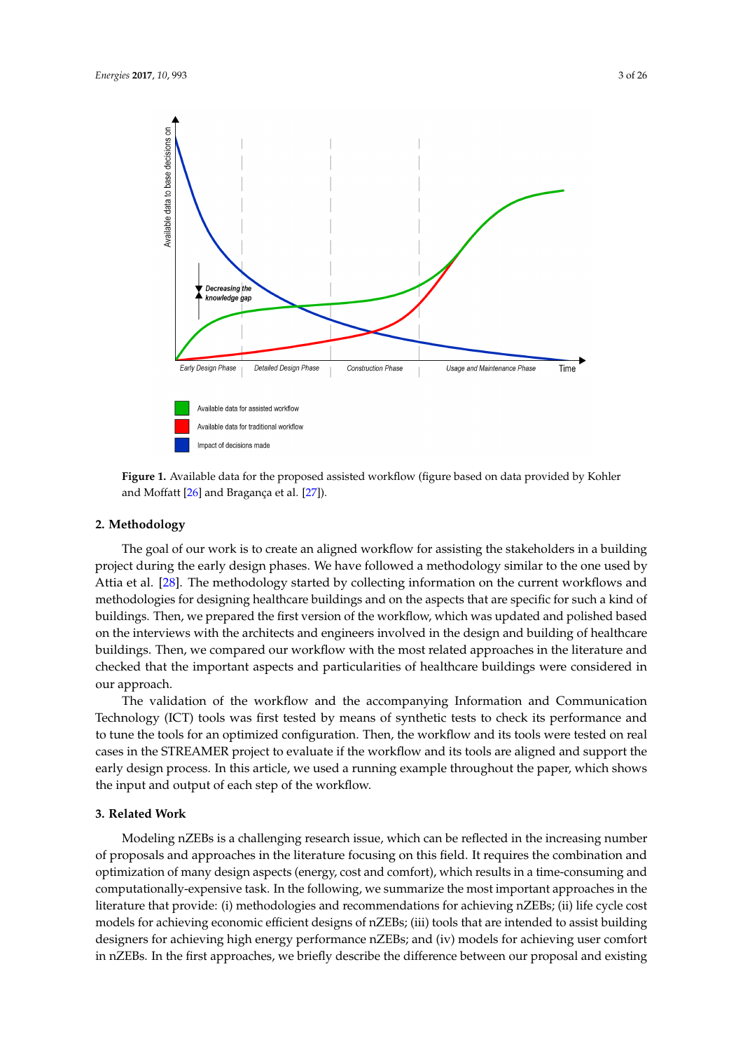**Figure 1.** Available data for the proposed assisted workflow (figure based on data provided by Kohler and Moffatt [26] and Bragança et al. [27]).

## 2. Methodology

The goal of our work is to create an aligned workflow for assisting the stakeholders in a building project during the early design phases. We have followed a methodology similar to the one used by Attia et al. [28]. The methodology started by collecting information on the current workflows and methodologies for designing healthcare buildings and on the aspects that are specific for such a kind of buildings. Then, we prepared the first version of the workflow, which was updated and polished based on the interviews with the architects and engineers involved in the design and building of healthcare buildings. Then, we compared our workflow with the most related approaches in the literature and checked that the important aspects and particularities of healthcare buildings were considered in our approach.

The validation of the workflow and the accompanying Information and Communication Technology (ICT) tools was first tested by means of synthetic tests to check its performance and to tune the tools for an optimized configuration. Then, the workflow and its tools were tested on real cases in the STREAMER project to evaluate if the workflow and its tools are aligned and support the early design process. In this article, we used a running example throughout the paper, which shows the input and output of each step of the workflow.

## 3. Related Work

Modeling nZEBs is a challenging research issue, which can be reflected in the increasing number of proposals and approaches in the literature focusing on this field. It requires the combination and optimization of many design aspects (energy, cost and comfort), which results in a time-consuming and computationally-expensive task. In the following, we summarize the most important approaches in the literature that provide: (i) methodologies and recommendations for achieving nZEBs; (ii) life cycle cost models for achieving economic efficient designs of nZEBs; (iii) tools that are intended to assist building designers for achieving high energy performance nZEBs; and (iv) models for achieving user comfort in nZEBs. In the first approaches, we briefly describe the difference between our proposal and existing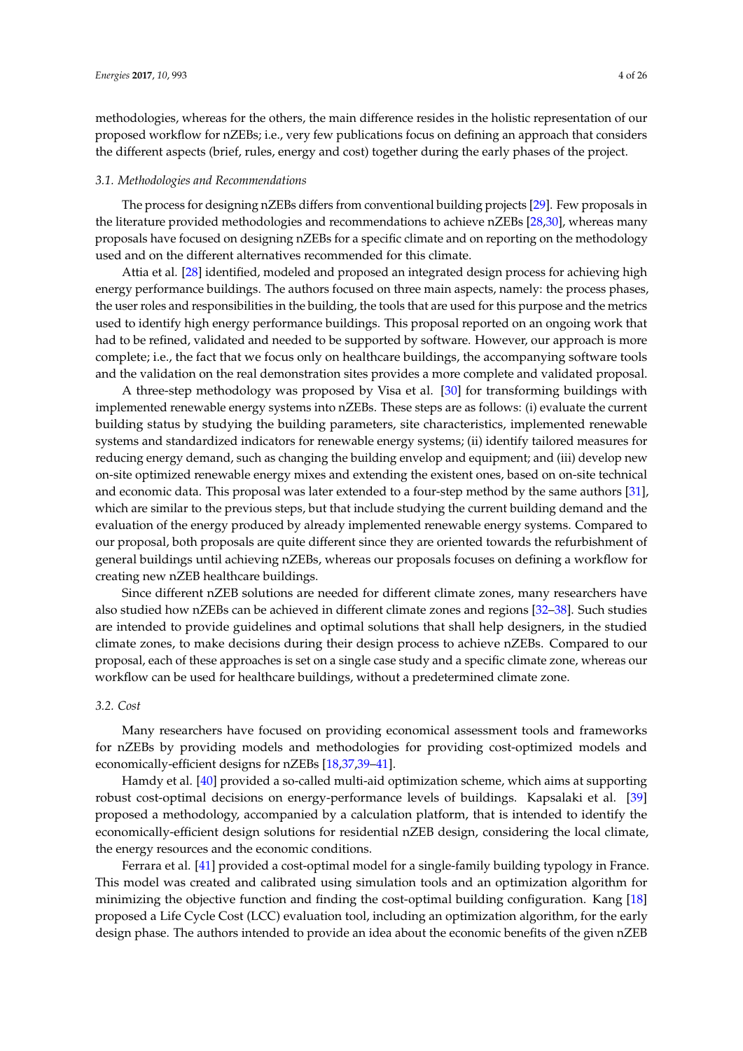methodologies, whereas for the others, the main difference resides in the holistic representation of our proposed workflow for nZEBs; i.e., very few publications focus on defining an approach that considers the different aspects (brief, rules, energy and cost) together during the early phases of the project.

### *3.1. Methodologies and Recommendations*

The process for designing nZEBs differs from conventional building projects [29]. Few proposals in the literature provided methodologies and recommendations to achieve nZEBs [28,30], whereas many proposals have focused on designing nZEBs for a specific climate and on reporting on the methodology used and on the different alternatives recommended for this climate.

Attia et al. [28] identified, modeled and proposed an integrated design process for achieving high energy performance buildings. The authors focused on three main aspects, namely: the process phases, the user roles and responsibilities in the building, the tools that are used for this purpose and the metrics used to identify high energy performance buildings. This proposal reported on an ongoing work that had to be refined, validated and needed to be supported by software. However, our approach is more complete; i.e., the fact that we focus only on healthcare buildings, the accompanying software tools and the validation on the real demonstration sites provides a more complete and validated proposal.

A three-step methodology was proposed by Visa et al. [30] for transforming buildings with implemented renewable energy systems into nZEBs. These steps are as follows: (i) evaluate the current building status by studying the building parameters, site characteristics, implemented renewable systems and standardized indicators for renewable energy systems; (ii) identify tailored measures for reducing energy demand, such as changing the building envelop and equipment; and (iii) develop new on-site optimized renewable energy mixes and extending the existent ones, based on on-site technical and economic data. This proposal was later extended to a four-step method by the same authors [31], which are similar to the previous steps, but that include studying the current building demand and the evaluation of the energy produced by already implemented renewable energy systems. Compared to our proposal, both proposals are quite different since they are oriented towards the refurbishment of general buildings until achieving nZEBs, whereas our proposals focuses on defining a workflow for creating new nZEB healthcare buildings.

Since different nZEB solutions are needed for different climate zones, many researchers have also studied how nZEBs can be achieved in different climate zones and regions [32–38]. Such studies are intended to provide guidelines and optimal solutions that shall help designers, in the studied climate zones, to make decisions during their design process to achieve nZEBs. Compared to our proposal, each of these approaches is set on a single case study and a specific climate zone, whereas our workflow can be used for healthcare buildings, without a predetermined climate zone.

### *3.2. Cost*

Many researchers have focused on providing economical assessment tools and frameworks for nZEBs by providing models and methodologies for providing cost-optimized models and economically-efficient designs for nZEBs [18,37,39–41].

Hamdy et al. [40] provided a so-called multi-aid optimization scheme, which aims at supporting robust cost-optimal decisions on energy-performance levels of buildings. Kapsalaki et al. [39] proposed a methodology, accompanied by a calculation platform, that is intended to identify the economically-efficient design solutions for residential nZEB design, considering the local climate, the energy resources and the economic conditions.

Ferrara et al. [41] provided a cost-optimal model for a single-family building typology in France. This model was created and calibrated using simulation tools and an optimization algorithm for minimizing the objective function and finding the cost-optimal building configuration. Kang [18] proposed a Life Cycle Cost (LCC) evaluation tool, including an optimization algorithm, for the early design phase. The authors intended to provide an idea about the economic benefits of the given nZEB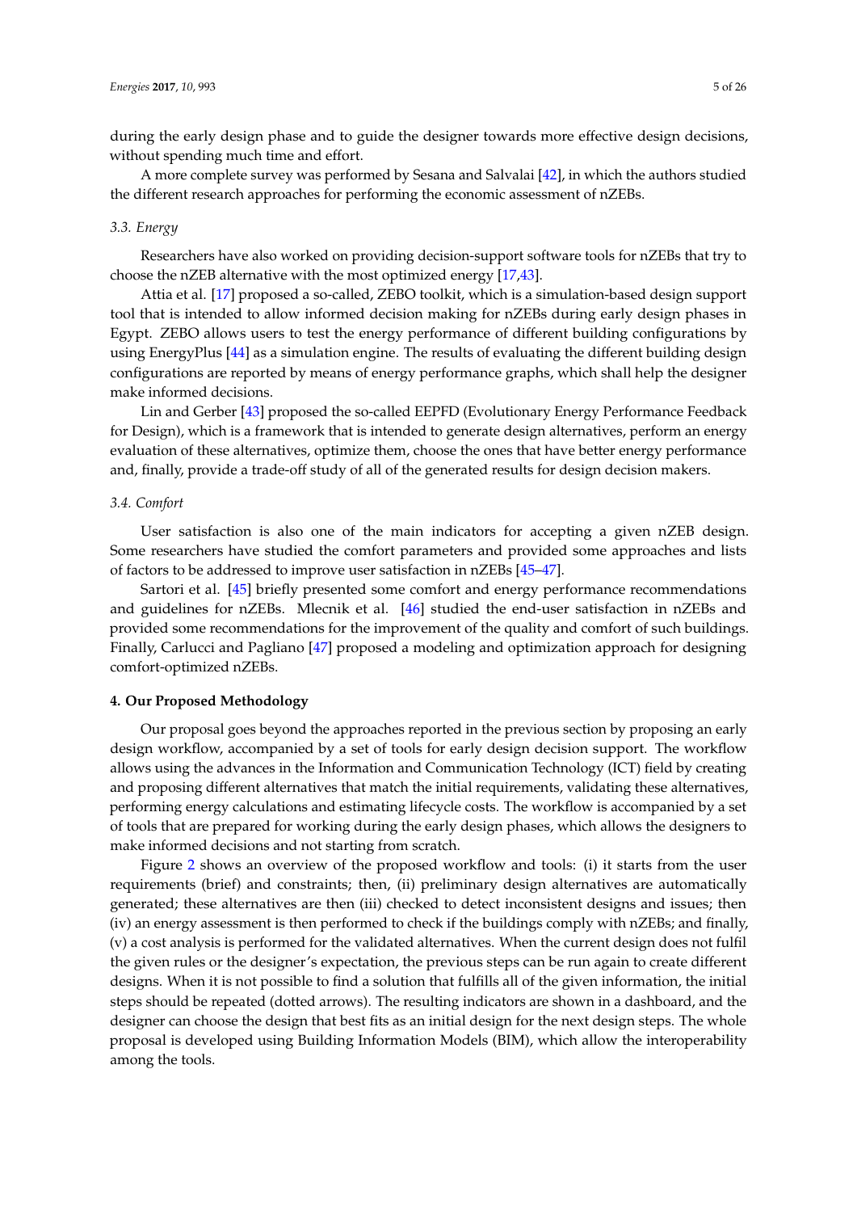during the early design phase and to guide the designer towards more effective design decisions, without spending much time and effort.

A more complete survey was performed by Sesana and Salvalai [42], in which the authors studied the different research approaches for performing the economic assessment of nZEBs.

### *3.3. Energy*

Researchers have also worked on providing decision-support software tools for nZEBs that try to choose the nZEB alternative with the most optimized energy [17,43].

Attia et al. [17] proposed a so-called, ZEBO toolkit, which is a simulation-based design support tool that is intended to allow informed decision making for nZEBs during early design phases in Egypt. ZEBO allows users to test the energy performance of different building configurations by using EnergyPlus [44] as a simulation engine. The results of evaluating the different building design configurations are reported by means of energy performance graphs, which shall help the designer make informed decisions.

Lin and Gerber [43] proposed the so-called EEPFD (Evolutionary Energy Performance Feedback for Design), which is a framework that is intended to generate design alternatives, perform an energy evaluation of these alternatives, optimize them, choose the ones that have better energy performance and, finally, provide a trade-off study of all of the generated results for design decision makers.

### *3.4. Comfort*

User satisfaction is also one of the main indicators for accepting a given nZEB design. Some researchers have studied the comfort parameters and provided some approaches and lists of factors to be addressed to improve user satisfaction in nZEBs [45–47].

Sartori et al. [45] briefly presented some comfort and energy performance recommendations and guidelines for nZEBs. Mlecnik et al. [46] studied the end-user satisfaction in nZEBs and provided some recommendations for the improvement of the quality and comfort of such buildings. Finally, Carlucci and Pagliano [47] proposed a modeling and optimization approach for designing comfort-optimized nZEBs.

## **4. Our Proposed Methodology**

Our proposal goes beyond the approaches reported in the previous section by proposing an early design workflow, accompanied by a set of tools for early design decision support. The workflow allows using the advances in the Information and Communication Technology (ICT) field by creating and proposing different alternatives that match the initial requirements, validating these alternatives, performing energy calculations and estimating lifecycle costs. The workflow is accompanied by a set of tools that are prepared for working during the early design phases, which allows the designers to make informed decisions and not starting from scratch.

Figure 2 shows an overview of the proposed workflow and tools: (i) it starts from the user requirements (brief) and constraints; then, (ii) preliminary design alternatives are automatically generated; these alternatives are then (iii) checked to detect inconsistent designs and issues; then (iv) an energy assessment is then performed to check if the buildings comply with nZEBs; and finally, (v) a cost analysis is performed for the validated alternatives. When the current design does not fulfil the given rules or the designer's expectation, the previous steps can be run again to create different designs. When it is not possible to find a solution that fulfills all of the given information, the initial steps should be repeated (dotted arrows). The resulting indicators are shown in a dashboard, and the designer can choose the design that best fits as an initial design for the next design steps. The whole proposal is developed using Building Information Models (BIM), which allow the interoperability among the tools.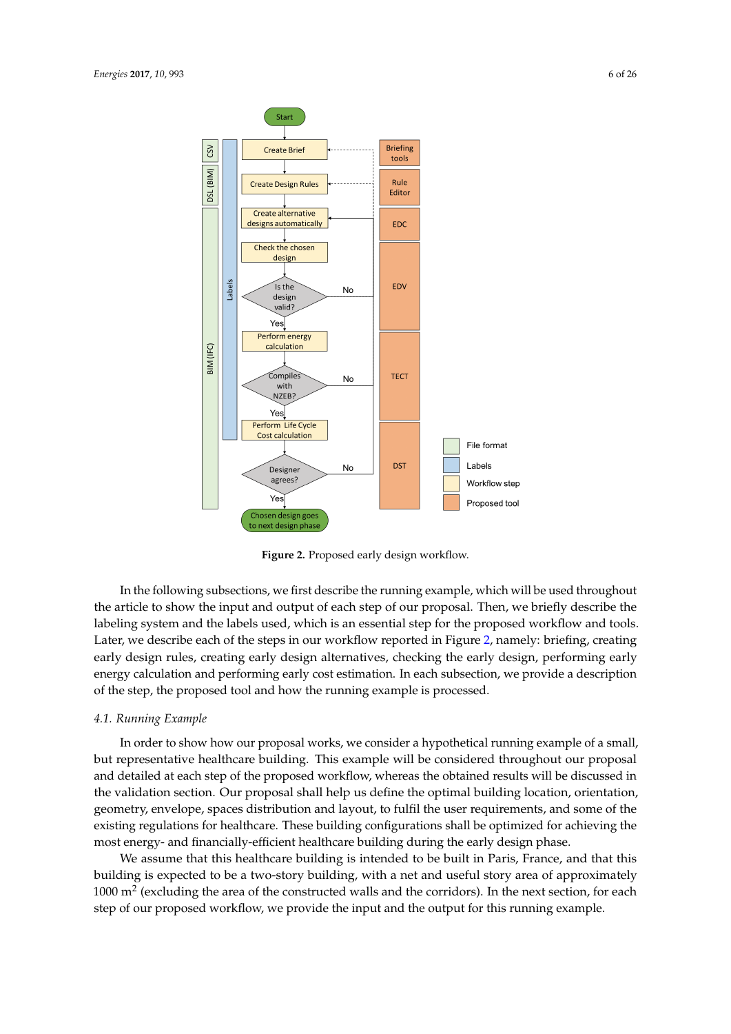Figure 2. Proposed early design workflow.

In the following subsections, we first describe the running example, which will be used throughout the article to show the input and output of each step of our proposal. Then, we briefly describe the labeling system and the labels used, which is an essential step for the proposed workflow and tools. Later, we describe each of the steps in our workflow reported in Figure 2, namely: briefing, creating early design rules, creating early design alternatives, checking the early design, performing early energy calculation and performing early cost estimation. In each subsection, we provide a description of the step, the proposed tool and how the running example is processed.

### 4.1. Running Example

In order to show how our proposal works, we consider a hypothetical running example of a small, but representative healthcare building. This example will be considered throughout our proposal and detailed at each step of the proposed workflow, whereas the obtained results will be discussed in the validation section. Our proposal shall help us define the optimal building location, orientation, geometry, envelope, spaces distribution and layout, to fulfil the user requirements, and some of the existing regulations for healthcare. These building configurations shall be optimized for achieving the most energy- and financially-efficient healthcare building during the early design phase.

We assume that this healthcare building is intended to be built in Paris, France, and that this building is expected to be a two-story building, with a net and useful story area of approximately 1000 $m^2$ (excluding the area of the constructed walls and the corridors). In the next section, for each step of our proposed workflow, we provide the input and the output for this running example.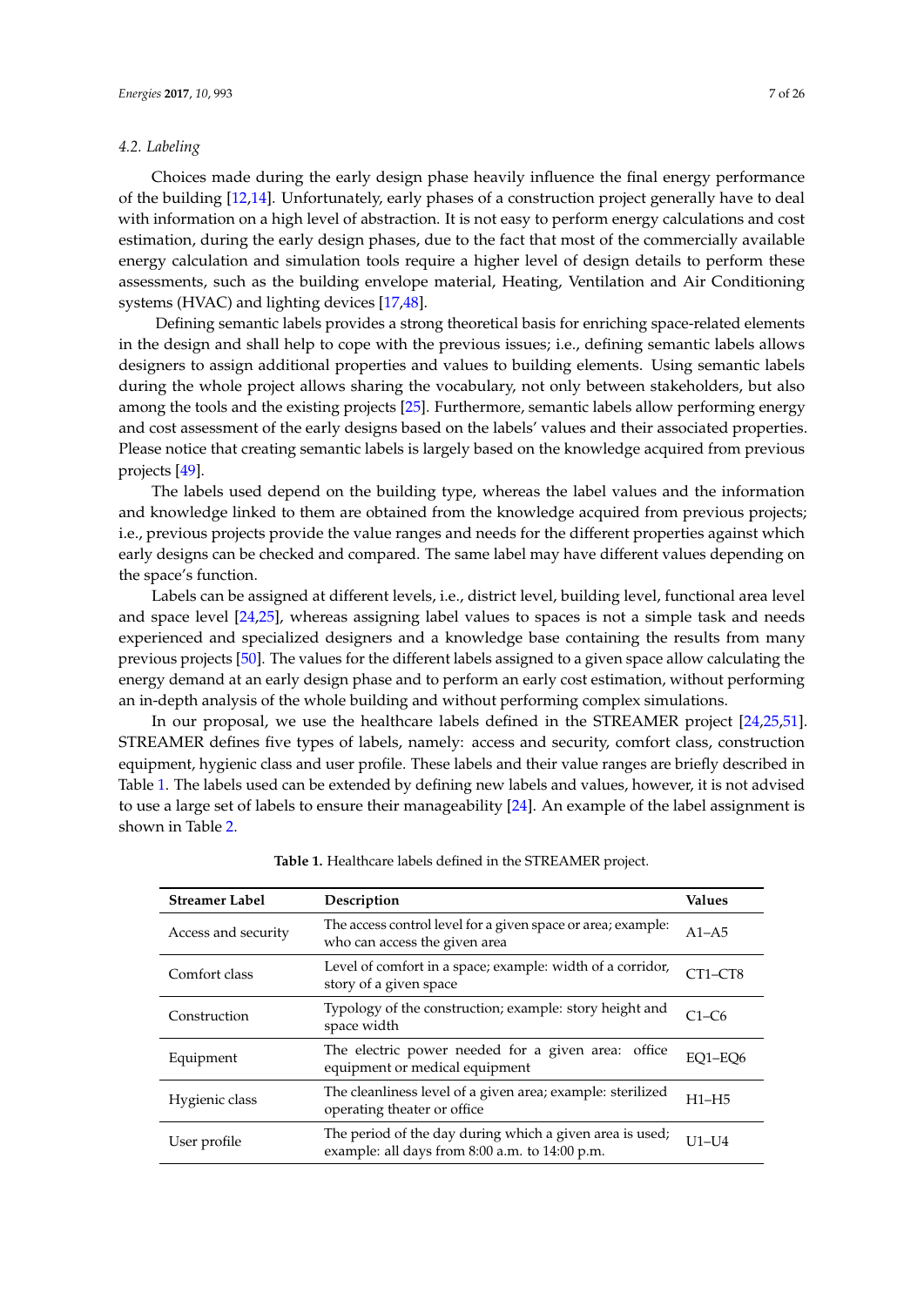### 4.2. Labeling

Choices made during the early design phase heavily influence the final energy performance of the building [12,14]. Unfortunately, early phases of a construction project generally have to deal with information on a high level of abstraction. It is not easy to perform energy calculations and cost estimation, during the early design phases, due to the fact that most of the commercially available energy calculation and simulation tools require a higher level of design details to perform these assessments, such as the building envelope material, Heating, Ventilation and Air Conditioning systems (HVAC) and lighting devices [17,48].

Defining semantic labels provides a strong theoretical basis for enriching space-related elements in the design and shall help to cope with the previous issues; i.e., defining semantic labels allows designers to assign additional properties and values to building elements. Using semantic labels during the whole project allows sharing the vocabulary, not only between stakeholders, but also among the tools and the existing projects [25]. Furthermore, semantic labels allow performing energy and cost assessment of the early designs based on the labels' values and their associated properties. Please notice that creating semantic labels is largely based on the knowledge acquired from previous projects [49].

The labels used depend on the building type, whereas the label values and the information and knowledge linked to them are obtained from the knowledge acquired from previous projects; i.e., previous projects provide the value ranges and needs for the different properties against which early designs can be checked and compared. The same label may have different values depending on the space's function.

Labels can be assigned at different levels, i.e., district level, building level, functional area level and space level [24,25], whereas assigning label values to spaces is not a simple task and needs experienced and specialized designers and a knowledge base containing the results from many previous projects [50]. The values for the different labels assigned to a given space allow calculating the energy demand at an early design phase and to perform an early cost estimation, without performing an in-depth analysis of the whole building and without performing complex simulations.

In our proposal, we use the healthcare labels defined in the STREAMER project [24,25,51]. STREAMER defines five types of labels, namely: access and security, comfort class, construction equipment, hygienic class and user profile. These labels and their value ranges are briefly described in Table 1. The labels used can be extended by defining new labels and values, however, it is not advised to use a large set of labels to ensure their manageability [24]. An example of the label assignment is shown in Table 2.

**Table 1.** Healthcare labels defined in the STREAMER project.

| Streamer Label | Description | Values |
|---|---|---|
| Access and security | The access control level for a given space or area; example: who can access the given area | A1–A5 |
| Comfort class | Level of comfort in a space; example: width of a corridor, story of a given space | CT1–CT8 |
| Construction | Typology of the construction; example: story height and space width | C1–C6 |
| Equipment | The electric power needed for a given area: office equipment or medical equipment | EQ1–EQ6 |
| Hygienic class | The cleanliness level of a given area; example: sterilized operating theater or office | H1–H5 |
| User profile | The period of the day during which a given area is used; example: all days from 8:00 a.m. to 14:00 p.m. | U1–U4 |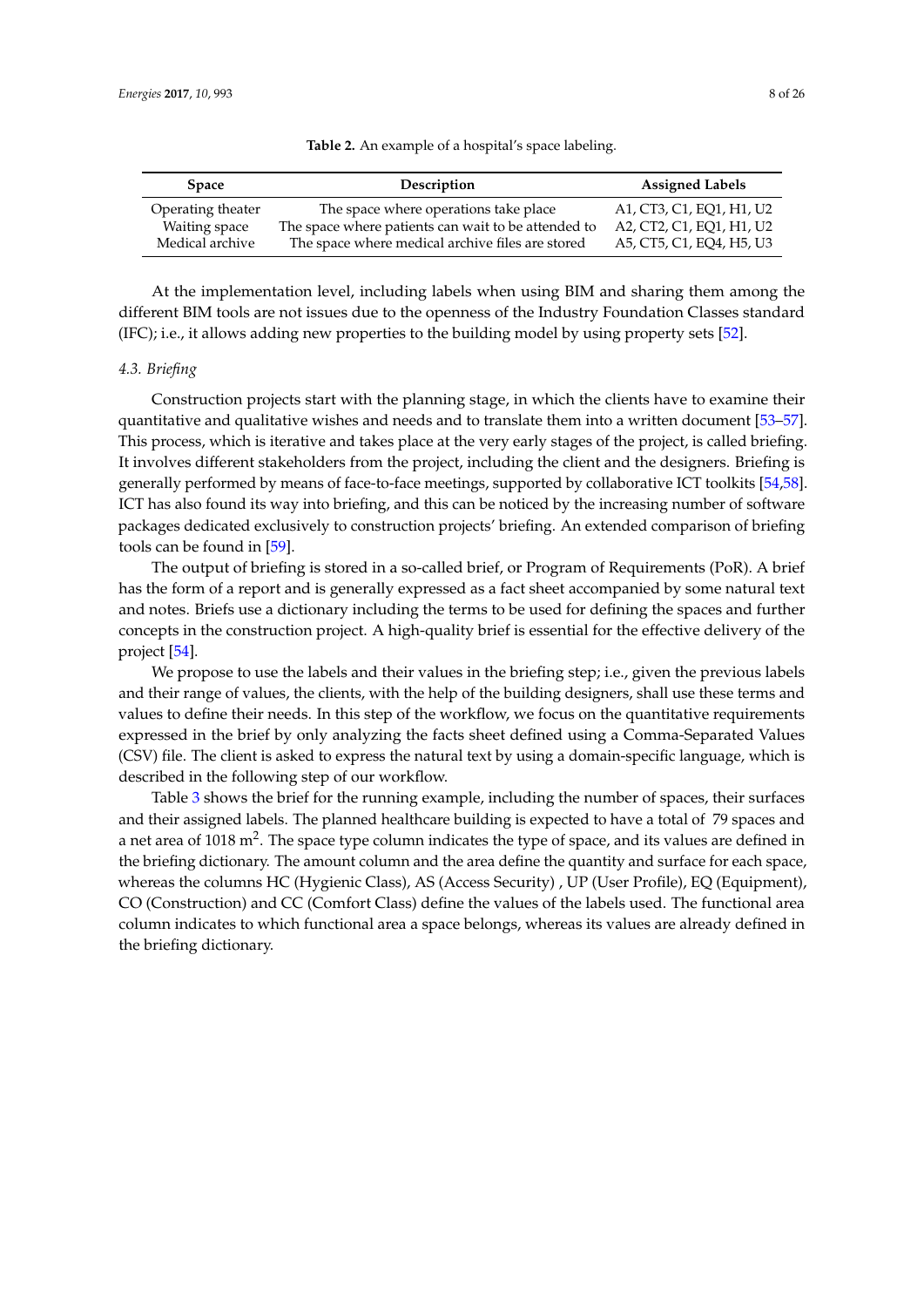**Table 2.** An example of a hospital's space labeling.

| Space | Description | Assigned Labels |
|---|---|---|
| Operating theater | The space where operations take place | A1, CT3, C1, EQ1, H1, U2 |
| Waiting space | The space where patients can wait to be attended to | A2, CT2, C1, EQ1, H1, U2 |
| Medical archive | The space where medical archive files are stored | A5, CT5, C1, EQ4, H5, U3 |

At the implementation level, including labels when using BIM and sharing them among the different BIM tools are not issues due to the openness of the Industry Foundation Classes standard (IFC); i.e., it allows adding new properties to the building model by using property sets [52].

### 4.3. Briefing

Construction projects start with the planning stage, in which the clients have to examine their quantitative and qualitative wishes and needs and to translate them into a written document [53–57]. This process, which is iterative and takes place at the very early stages of the project, is called briefing. It involves different stakeholders from the project, including the client and the designers. Briefing is generally performed by means of face-to-face meetings, supported by collaborative ICT toolkits [54,58]. ICT has also found its way into briefing, and this can be noticed by the increasing number of software packages dedicated exclusively to construction projects' briefing. An extended comparison of briefing tools can be found in [59].

The output of briefing is stored in a so-called brief, or Program of Requirements (PoR). A brief has the form of a report and is generally expressed as a fact sheet accompanied by some natural text and notes. Briefs use a dictionary including the terms to be used for defining the spaces and further concepts in the construction project. A high-quality brief is essential for the effective delivery of the project [54].

We propose to use the labels and their values in the briefing step; i.e., given the previous labels and their range of values, the clients, with the help of the building designers, shall use these terms and values to define their needs. In this step of the workflow, we focus on the quantitative requirements expressed in the brief by only analyzing the facts sheet defined using a Comma-Separated Values (CSV) file. The client is asked to express the natural text by using a domain-specific language, which is described in the following step of our workflow.

Table 3 shows the brief for the running example, including the number of spaces, their surfaces and their assigned labels. The planned healthcare building is expected to have a total of 79 spaces and a net area of 1018 m$^2$. The space type column indicates the type of space, and its values are defined in the briefing dictionary. The amount column and the area define the quantity and surface for each space, whereas the columns HC (Hygienic Class), AS (Access Security), UP (User Profile), EQ (Equipment), CO (Construction) and CC (Comfort Class) define the values of the labels used. The functional area column indicates to which functional area a space belongs, whereas its values are already defined in the briefing dictionary.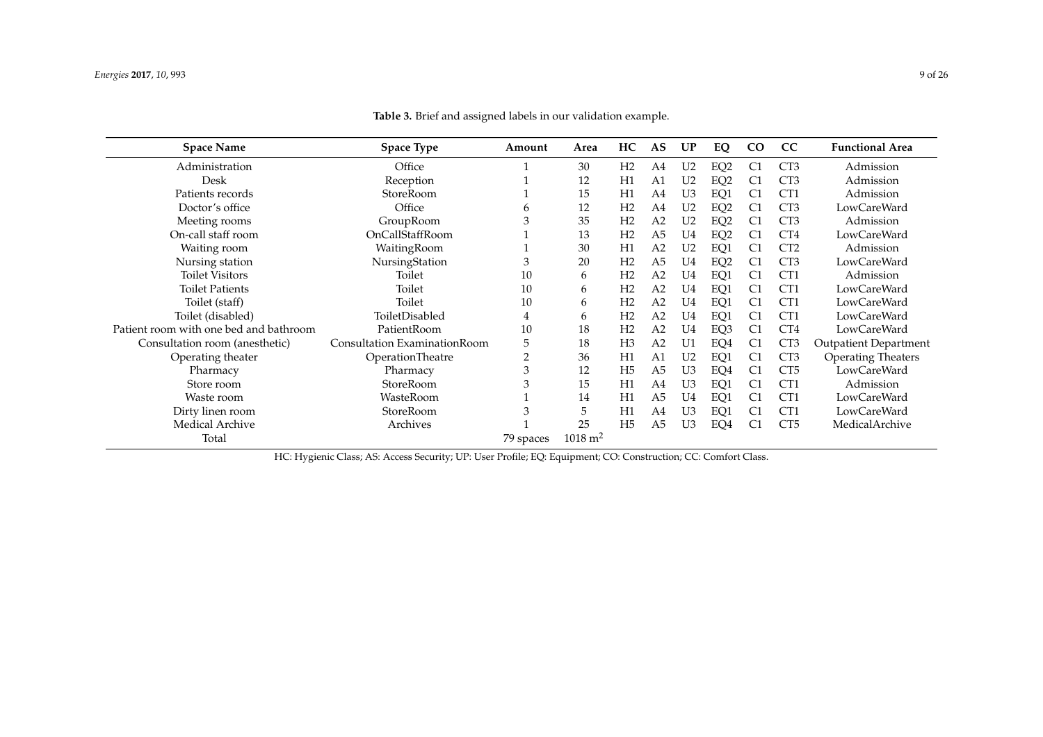**Table 3.** Brief and assigned labels in our validation example.

| Space Name | Space Type | Amount | Area | HC | AS | UP | EQ | CO | CC | Functional Area |
|---|---|---|---|---|---|---|---|---|---|---|
| Administration | Office | 1 | 30 | H2 | A4 | U2 | EQ2 | C1 | CT3 | Admission |
| Desk | Reception | 1 | 12 | H1 | A1 | U2 | EQ2 | C1 | CT3 | Admission |
| Patients records | StoreRoom | 1 | 15 | H1 | A4 | U3 | EQ1 | C1 | CT1 | Admission |
| Doctor's office | Office | 6 | 12 | H2 | A4 | U2 | EQ2 | C1 | CT3 | LowCareWard |
| Meeting rooms | GroupRoom | 3 | 35 | H2 | A2 | U2 | EQ2 | C1 | CT3 | Admission |
| On-call staff room | OnCallStaffRoom | 1 | 13 | H2 | A5 | U4 | EQ2 | C1 | CT4 | LowCareWard |
| Waiting room | WaitingRoom | 1 | 30 | H1 | A2 | U2 | EQ1 | C1 | CT2 | Admission |
| Nursing station | NursingStation | 3 | 20 | H2 | A5 | U4 | EQ2 | C1 | CT3 | LowCareWard |
| Toilet Visitors | Toilet | 10 | 6 | H2 | A2 | U4 | EQ1 | C1 | CT1 | Admission |
| Toilet Patients | Toilet | 10 | 6 | H2 | A2 | U4 | EQ1 | C1 | CT1 | LowCareWard |
| Toilet (staff) | Toilet | 10 | 6 | H2 | A2 | U4 | EQ1 | C1 | CT1 | LowCareWard |
| Toilet (disabled) | ToiletDisabled | 4 | 6 | H2 | A2 | U4 | EQ1 | C1 | CT1 | LowCareWard |
| Patient room with one bed and bathroom | PatientRoom | 10 | 18 | H2 | A2 | U4 | EQ3 | C1 | CT4 | LowCareWard |
| Consultation room (anesthetic) | Consultation ExaminationRoom | 5 | 18 | H3 | A2 | U1 | EQ4 | C1 | CT3 | Outpatient Department |
| Operating theater | OperationTheatre | 2 | 36 | H1 | A1 | U2 | EQ1 | C1 | CT3 | Operating Theaters |
| Pharmacy | Pharmacy | 3 | 12 | H5 | A5 | U3 | EQ4 | C1 | CT5 | LowCareWard |
| Store room | StoreRoom | 3 | 15 | H1 | A4 | U3 | EQ1 | C1 | CT1 | Admission |
| Waste room | WasteRoom | 1 | 14 | H1 | A5 | U4 | EQ1 | C1 | CT1 | LowCareWard |
| Dirty linen room | StoreRoom | 3 | 5 | H1 | A4 | U3 | EQ1 | C1 | CT1 | LowCareWard |
| Medical Archive | Archives | 1 | 25 | H5 | A5 | U3 | EQ4 | C1 | CT5 | MedicalArchive |
| Total | | 79 spaces | 1018 $m^2$ | | | | | | | |

HC: Hygienic Class; AS: Access Security; UP: User Profile; EQ: Equipment; CO: Construction; CC: Comfort Class.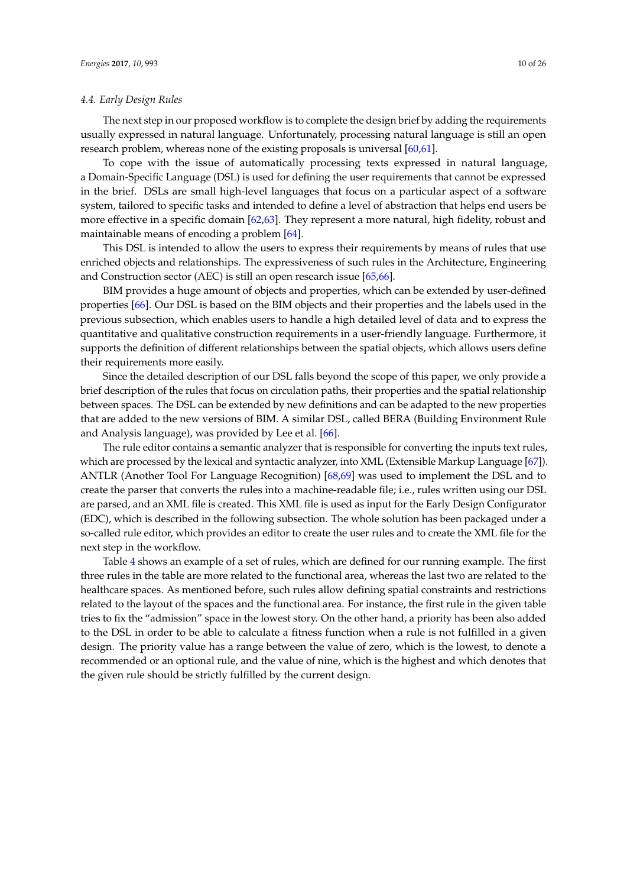### 4.4. Early Design Rules

The next step in our proposed workflow is to complete the design brief by adding the requirements usually expressed in natural language. Unfortunately, processing natural language is still an open research problem, whereas none of the existing proposals is universal [60,61].

To cope with the issue of automatically processing texts expressed in natural language, a Domain-Specific Language (DSL) is used for defining the user requirements that cannot be expressed in the brief. DSLs are small high-level languages that focus on a particular aspect of a software system, tailored to specific tasks and intended to define a level of abstraction that helps end users be more effective in a specific domain [62,63]. They represent a more natural, high fidelity, robust and maintainable means of encoding a problem [64].

This DSL is intended to allow the users to express their requirements by means of rules that use enriched objects and relationships. The expressiveness of such rules in the Architecture, Engineering and Construction sector (AEC) is still an open research issue [65,66].

BIM provides a huge amount of objects and properties, which can be extended by user-defined properties [66]. Our DSL is based on the BIM objects and their properties and the labels used in the previous subsection, which enables users to handle a high detailed level of data and to express the quantitative and qualitative construction requirements in a user-friendly language. Furthermore, it supports the definition of different relationships between the spatial objects, which allows users define their requirements more easily.

Since the detailed description of our DSL falls beyond the scope of this paper, we only provide a brief description of the rules that focus on circulation paths, their properties and the spatial relationship between spaces. The DSL can be extended by new definitions and can be adapted to the new properties that are added to the new versions of BIM. A similar DSL, called BERA (Building Environment Rule and Analysis language), was provided by Lee et al. [66].

The rule editor contains a semantic analyzer that is responsible for converting the inputs text rules, which are processed by the lexical and syntactic analyzer, into XML (Extensible Markup Language [67]). ANTLR (Another Tool For Language Recognition) [68,69] was used to implement the DSL and to create the parser that converts the rules into a machine-readable file; i.e., rules written using our DSL are parsed, and an XML file is created. This XML file is used as input for the Early Design Configurator (EDC), which is described in the following subsection. The whole solution has been packaged under a so-called rule editor, which provides an editor to create the user rules and to create the XML file for the next step in the workflow.

Table 4 shows an example of a set of rules, which are defined for our running example. The first three rules in the table are more related to the functional area, whereas the last two are related to the healthcare spaces. As mentioned before, such rules allow defining spatial constraints and restrictions related to the layout of the spaces and the functional area. For instance, the first rule in the given table tries to fix the "admission" space in the lowest story. On the other hand, a priority has been also added to the DSL in order to be able to calculate a fitness function when a rule is not fulfilled in a given design. The priority value has a range between the value of zero, which is the lowest, to denote a recommended or an optional rule, and the value of nine, which is the highest and which denotes that the given rule should be strictly fulfilled by the current design.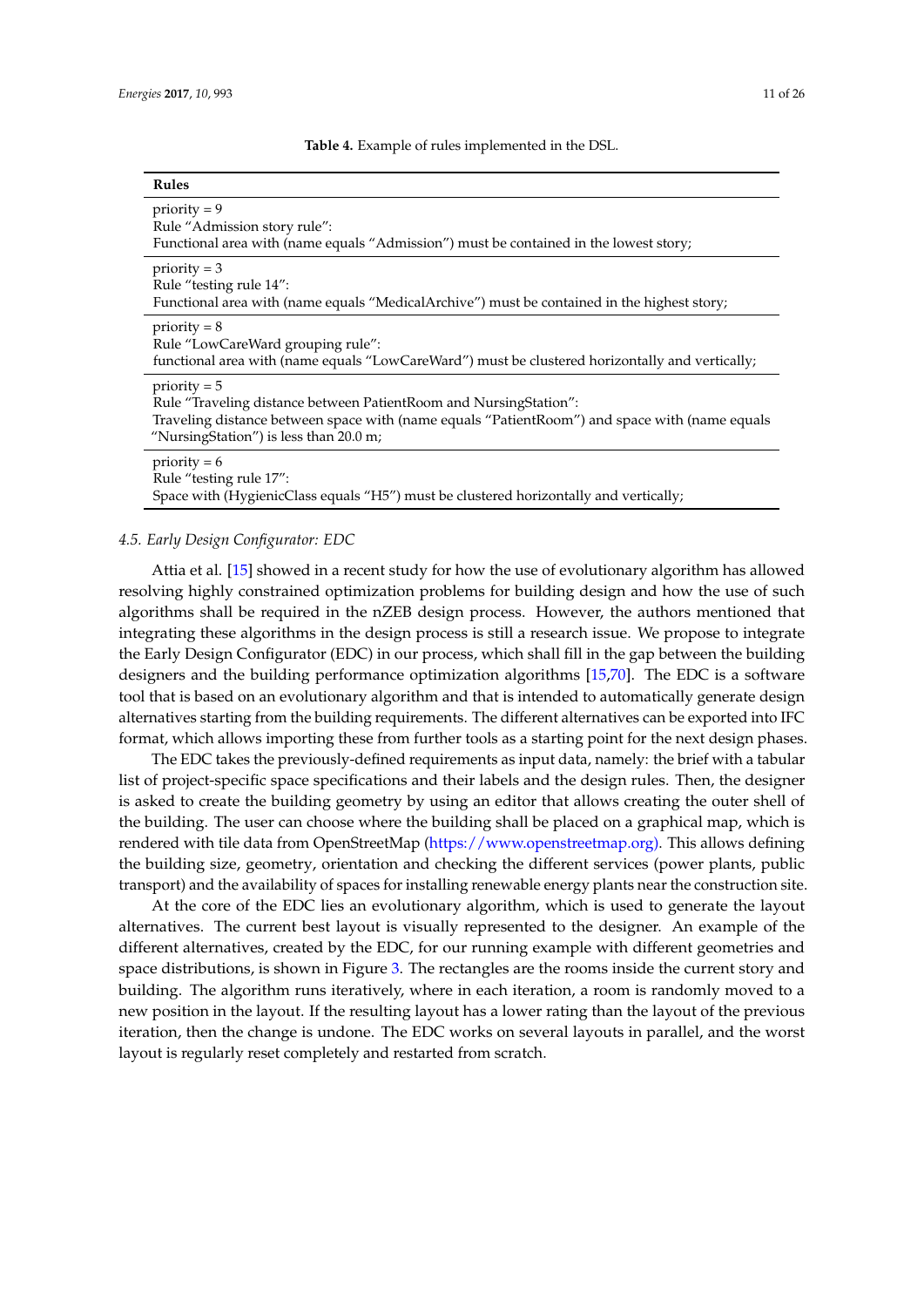**Table 4.** Example of rules implemented in the DSL.

| Rules |
| --- |
| priority = 9<br>Rule "Admission story rule":<br>Functional area with (name equals "Admission") must be contained in the lowest story; |
| priority = 3<br>Rule "testing rule 14":<br>Functional area with (name equals "MedicalArchive") must be contained in the highest story; |
| priority = 8<br>Rule "LowCareWard grouping rule":<br>functional area with (name equals "LowCareWard") must be clustered horizontally and vertically; |
| priority = 5<br>Rule "Traveling distance between PatientRoom and NursingStation":<br>Traveling distance between space with (name equals "PatientRoom") and space with (name equals "NursingStation") is less than 20.0 m; |
| priority = 6<br>Rule "testing rule 17":<br>Space with (HygienicClass equals "H5") must be clustered horizontally and vertically; |

### 4.5. Early Design Configurator: EDC

Attia et al. [15] showed in a recent study for how the use of evolutionary algorithm has allowed resolving highly constrained optimization problems for building design and how the use of such algorithms shall be required in the nZEB design process. However, the authors mentioned that integrating these algorithms in the design process is still a research issue. We propose to integrate the Early Design Configurator (EDC) in our process, which shall fill in the gap between the building designers and the building performance optimization algorithms [15,70]. The EDC is a software tool that is based on an evolutionary algorithm and that is intended to automatically generate design alternatives starting from the building requirements. The different alternatives can be exported into IFC format, which allows importing these from further tools as a starting point for the next design phases.

The EDC takes the previously-defined requirements as input data, namely: the brief with a tabular list of project-specific space specifications and their labels and the design rules. Then, the designer is asked to create the building geometry by using an editor that allows creating the outer shell of the building. The user can choose where the building shall be placed on a graphical map, which is rendered with tile data from OpenStreetMap (https://www.openstreetmap.org). This allows defining the building size, geometry, orientation and checking the different services (power plants, public transport) and the availability of spaces for installing renewable energy plants near the construction site.

At the core of the EDC lies an evolutionary algorithm, which is used to generate the layout alternatives. The current best layout is visually represented to the designer. An example of the different alternatives, created by the EDC, for our running example with different geometries and space distributions, is shown in Figure 3. The rectangles are the rooms inside the current story and building. The algorithm runs iteratively, where in each iteration, a room is randomly moved to a new position in the layout. If the resulting layout has a lower rating than the layout of the previous iteration, then the change is undone. The EDC works on several layouts in parallel, and the worst layout is regularly reset completely and restarted from scratch.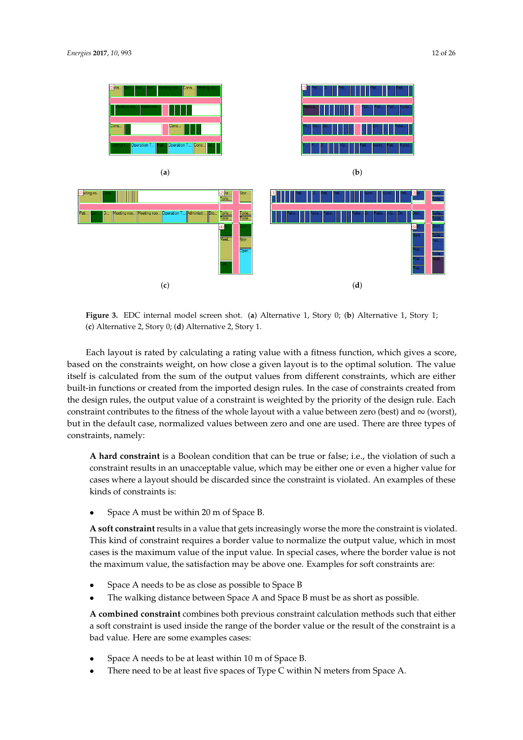**Figure 3.** EDC internal model screen shot. (**a**) Alternative 1, Story 0; (**b**) Alternative 1, Story 1; (**c**) Alternative 2, Story 0; (**d**) Alternative 2, Story 1.

Each layout is rated by calculating a rating value with a fitness function, which gives a score, based on the constraints weight, on how close a given layout is to the optimal solution. The value itself is calculated from the sum of the output values from different constraints, which are either built-in functions or created from the imported design rules. In the case of constraints created from the design rules, the output value of a constraint is weighted by the priority of the design rule. Each constraint contributes to the fitness of the whole layout with a value between zero (best) and $\infty$ (worst), but in the default case, normalized values between zero and one are used. There are three types of constraints, namely:

**A hard constraint** is a Boolean condition that can be true or false; i.e., the violation of such a constraint results in an unacceptable value, which may be either one or even a higher value for cases where a layout should be discarded since the constraint is violated. An examples of these kinds of constraints is:

- Space A must be within 20 m of Space B.

**A soft constraint** results in a value that gets increasingly worse the more the constraint is violated. This kind of constraint requires a border value to normalize the output value, which in most cases is the maximum value of the input value. In special cases, where the border value is not the maximum value, the satisfaction may be above one. Examples for soft constraints are:

- Space A needs to be as close as possible to Space B
- The walking distance between Space A and Space B must be as short as possible.

**A combined constraint** combines both previous constraint calculation methods such that either a soft constraint is used inside the range of the border value or the result of the constraint is a bad value. Here are some examples cases:

- Space A needs to be at least within 10 m of Space B.
- There need to be at least five spaces of Type C within N meters from Space A.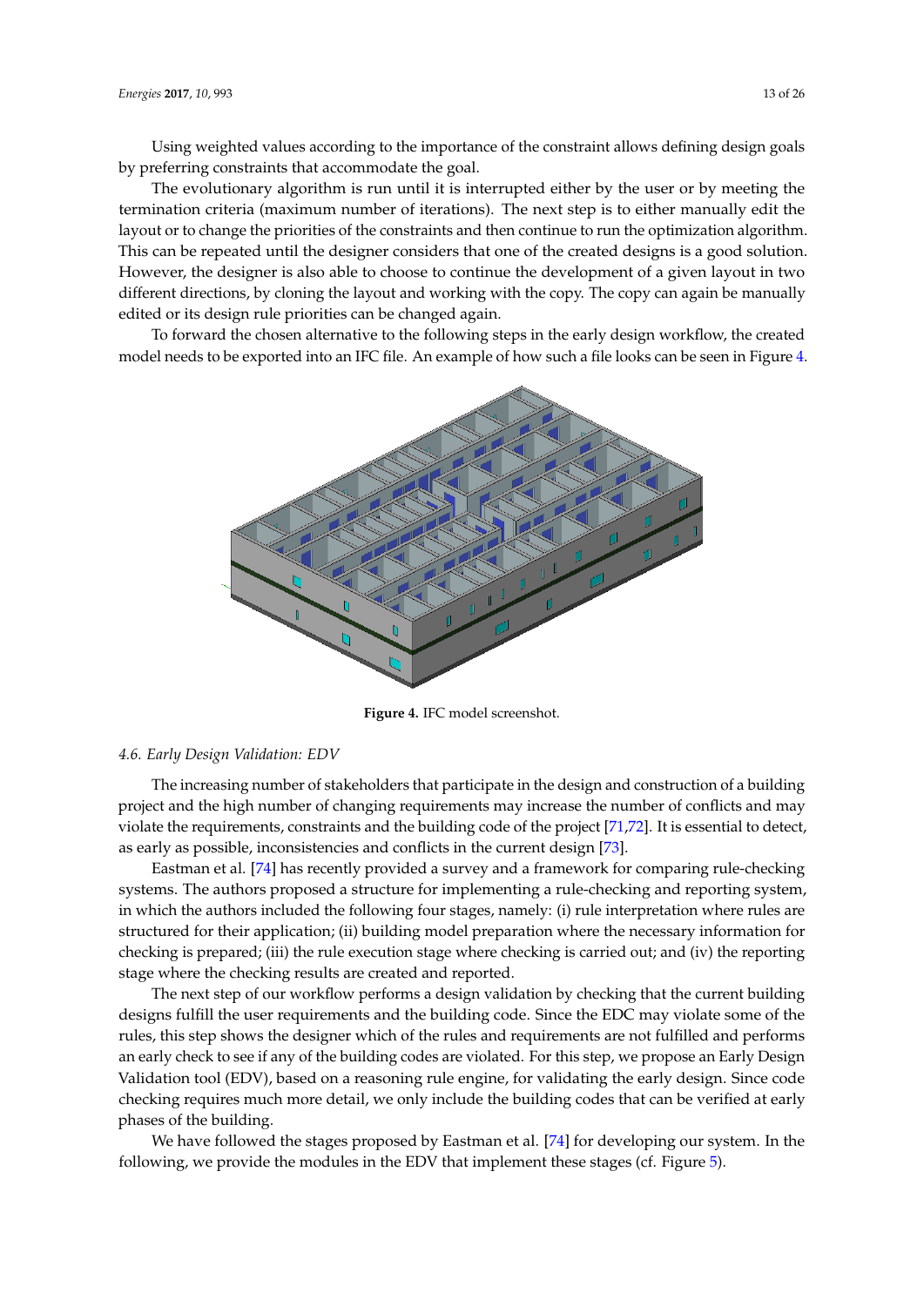Using weighted values according to the importance of the constraint allows defining design goals by preferring constraints that accommodate the goal.

The evolutionary algorithm is run until it is interrupted either by the user or by meeting the termination criteria (maximum number of iterations). The next step is to either manually edit the layout or to change the priorities of the constraints and then continue to run the optimization algorithm. This can be repeated until the designer considers that one of the created designs is a good solution. However, the designer is also able to choose to continue the development of a given layout in two different directions, by cloning the layout and working with the copy. The copy can again be manually edited or its design rule priorities can be changed again.

To forward the chosen alternative to the following steps in the early design workflow, the created model needs to be exported into an IFC file. An example of how such a file looks can be seen in Figure 4.

**Figure 4.** IFC model screenshot.

### 4.6. Early Design Validation: EDV

The increasing number of stakeholders that participate in the design and construction of a building project and the high number of changing requirements may increase the number of conflicts and may violate the requirements, constraints and the building code of the project [71,72]. It is essential to detect, as early as possible, inconsistencies and conflicts in the current design [73].

Eastman et al. [74] has recently provided a survey and a framework for comparing rule-checking systems. The authors proposed a structure for implementing a rule-checking and reporting system, in which the authors included the following four stages, namely: (i) rule interpretation where rules are structured for their application; (ii) building model preparation where the necessary information for checking is prepared; (iii) the rule execution stage where checking is carried out; and (iv) the reporting stage where the checking results are created and reported.

The next step of our workflow performs a design validation by checking that the current building designs fulfill the user requirements and the building code. Since the EDC may violate some of the rules, this step shows the designer which of the rules and requirements are not fulfilled and performs an early check to see if any of the building codes are violated. For this step, we propose an Early Design Validation tool (EDV), based on a reasoning rule engine, for validating the early design. Since code checking requires much more detail, we only include the building codes that can be verified at early phases of the building.

We have followed the stages proposed by Eastman et al. [74] for developing our system. In the following, we provide the modules in the EDV that implement these stages (cf. Figure 5).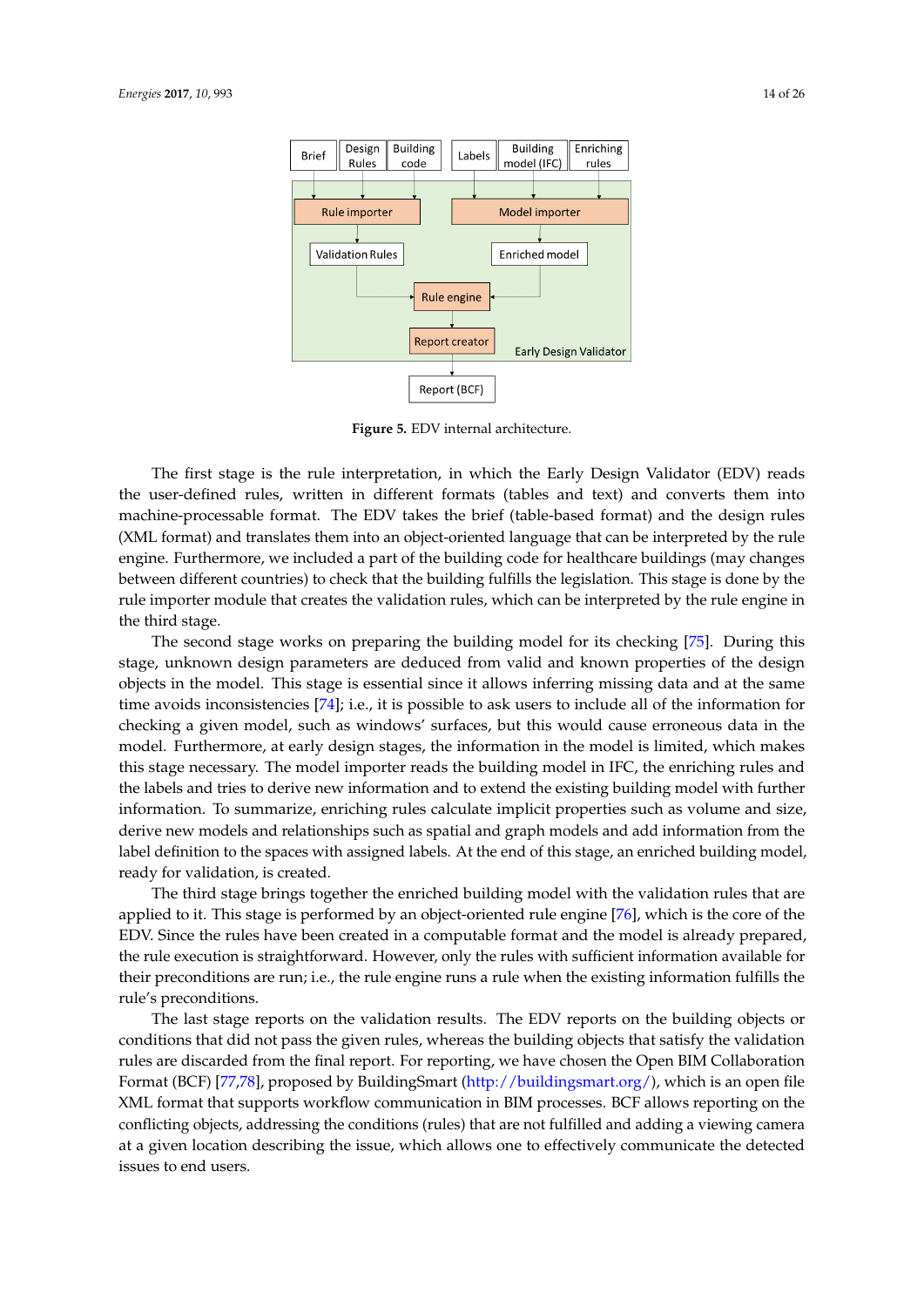**Figure 5.** EDV internal architecture.

The first stage is the rule interpretation, in which the Early Design Validator (EDV) reads the user-defined rules, written in different formats (tables and text) and converts them into machine-processable format. The EDV takes the brief (table-based format) and the design rules (XML format) and translates them into an object-oriented language that can be interpreted by the rule engine. Furthermore, we included a part of the building code for healthcare buildings (may changes between different countries) to check that the building fulfills the legislation. This stage is done by the rule importer module that creates the validation rules, which can be interpreted by the rule engine in the third stage.

The second stage works on preparing the building model for its checking [75]. During this stage, unknown design parameters are deduced from valid and known properties of the design objects in the model. This stage is essential since it allows inferring missing data and at the same time avoids inconsistencies [74]; i.e., it is possible to ask users to include all of the information for checking a given model, such as windows' surfaces, but this would cause erroneous data in the model. Furthermore, at early design stages, the information in the model is limited, which makes this stage necessary. The model importer reads the building model in IFC, the enriching rules and the labels and tries to derive new information and to extend the existing building model with further information. To summarize, enriching rules calculate implicit properties such as volume and size, derive new models and relationships such as spatial and graph models and add information from the label definition to the spaces with assigned labels. At the end of this stage, an enriched building model, ready for validation, is created.

The third stage brings together the enriched building model with the validation rules that are applied to it. This stage is performed by an object-oriented rule engine [76], which is the core of the EDV. Since the rules have been created in a computable format and the model is already prepared, the rule execution is straightforward. However, only the rules with sufficient information available for their preconditions are run; i.e., the rule engine runs a rule when the existing information fulfills the rule's preconditions.

The last stage reports on the validation results. The EDV reports on the building objects or conditions that did not pass the given rules, whereas the building objects that satisfy the validation rules are discarded from the final report. For reporting, we have chosen the Open BIM Collaboration Format (BCF) [77,78], proposed by BuildingSmart (http://buildingsmart.org/), which is an open file XML format that supports workflow communication in BIM processes. BCF allows reporting on the conflicting objects, addressing the conditions (rules) that are not fulfilled and adding a viewing camera at a given location describing the issue, which allows one to effectively communicate the detected issues to end users.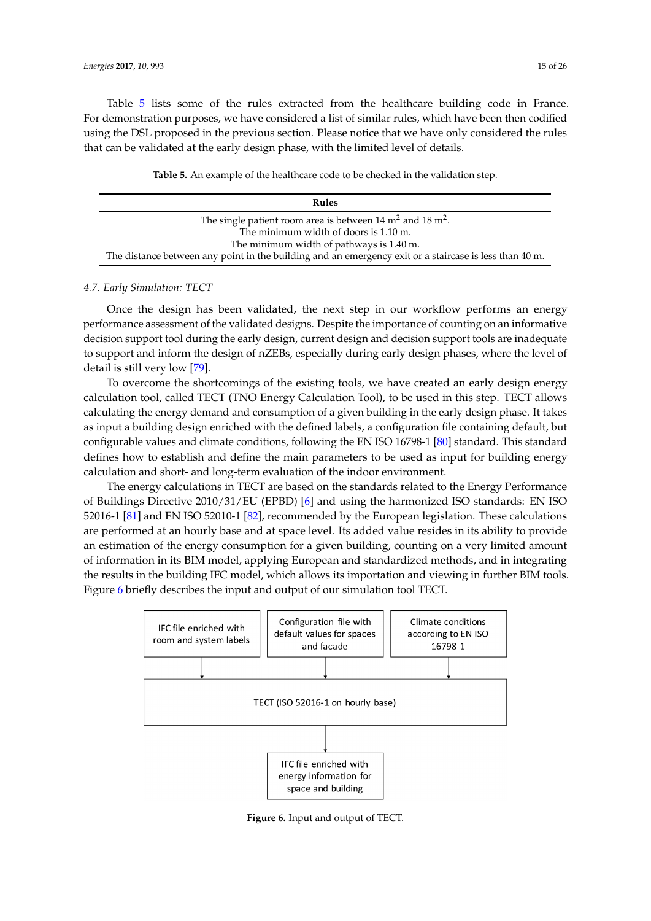Table 5 lists some of the rules extracted from the healthcare building code in France. For demonstration purposes, we have considered a list of similar rules, which have been then codified using the DSL proposed in the previous section. Please notice that we have only considered the rules that can be validated at the early design phase, with the limited level of details.

**Table 5.** An example of the healthcare code to be checked in the validation step.

| Rules |
| --- |
| The single patient room area is between 14 $m^2$ and 18 $m^2$. |
| The minimum width of doors is 1.10 m. |
| The minimum width of pathways is 1.40 m. |
| The distance between any point in the building and an emergency exit or a staircase is less than 40 m. |

### 4.7. Early Simulation: TECT

Once the design has been validated, the next step in our workflow performs an energy performance assessment of the validated designs. Despite the importance of counting on an informative decision support tool during the early design, current design and decision support tools are inadequate to support and inform the design of nZEBs, especially during early design phases, where the level of detail is still very low [79].

To overcome the shortcomings of the existing tools, we have created an early design energy calculation tool, called TECT (TNO Energy Calculation Tool), to be used in this step. TECT allows calculating the energy demand and consumption of a given building in the early design phase. It takes as input a building design enriched with the defined labels, a configuration file containing default, but configurable values and climate conditions, following the EN ISO 16798-1 [80] standard. This standard defines how to establish and define the main parameters to be used as input for building energy calculation and short- and long-term evaluation of the indoor environment.

The energy calculations in TECT are based on the standards related to the Energy Performance of Buildings Directive 2010/31/EU (EPBD) [6] and using the harmonized ISO standards: EN ISO 52016-1 [81] and EN ISO 52010-1 [82], recommended by the European legislation. These calculations are performed at an hourly base and at space level. Its added value resides in its ability to provide an estimation of the energy consumption for a given building, counting on a very limited amount of information in its BIM model, applying European and standardized methods, and in integrating the results in the building IFC model, which allows its importation and viewing in further BIM tools. Figure 6 briefly describes the input and output of our simulation tool TECT.

IFC file enriched with room and system labels | Configuration file with default values for spaces and facade | Climate conditions according to EN ISO 16798-1

TECT (ISO 52016-1 on hourly base)

IFC file enriched with energy information for space and building

**Figure 6.** Input and output of TECT.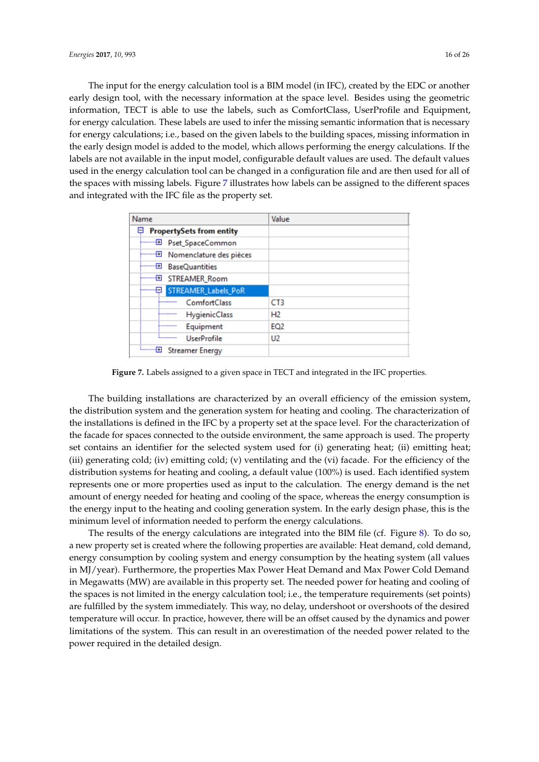The input for the energy calculation tool is a BIM model (in IFC), created by the EDC or another early design tool, with the necessary information at the space level. Besides using the geometric information, TECT is able to use the labels, such as ComfortClass, UserProfile and Equipment, for energy calculation. These labels are used to infer the missing semantic information that is necessary for energy calculations; i.e., based on the given labels to the building spaces, missing information in the early design model is added to the model, which allows performing the energy calculations. If the labels are not available in the input model, configurable default values are used. The default values used in the energy calculation tool can be changed in a configuration file and are then used for all of the spaces with missing labels. Figure 7 illustrates how labels can be assigned to the different spaces and integrated with the IFC file as the property set.

| Name | Value |
|---|---|
| PropertySets from entity | |
| Pset_SpaceCommon | |
| Nomenclature des pièces | |
| BaseQuantities | |
| STREAMER_Room | |
| STREAMER_Labels_PoR | |
| ComfortClass | CT3 |
| HygienicClass | H2 |
| Equipment | EQ2 |
| UserProfile | U2 |
| Streamer Energy | |

**Figure 7.** Labels assigned to a given space in TECT and integrated in the IFC properties.

The building installations are characterized by an overall efficiency of the emission system, the distribution system and the generation system for heating and cooling. The characterization of the installations is defined in the IFC by a property set at the space level. For the characterization of the facade for spaces connected to the outside environment, the same approach is used. The property set contains an identifier for the selected system used for (i) generating heat; (ii) emitting heat; (iii) generating cold; (iv) emitting cold; (v) ventilating and the (vi) facade. For the efficiency of the distribution systems for heating and cooling, a default value (100%) is used. Each identified system represents one or more properties used as input to the calculation. The energy demand is the net amount of energy needed for heating and cooling of the space, whereas the energy consumption is the energy input to the heating and cooling generation system. In the early design phase, this is the minimum level of information needed to perform the energy calculations.

The results of the energy calculations are integrated into the BIM file (cf. Figure 8). To do so, a new property set is created where the following properties are available: Heat demand, cold demand, energy consumption by cooling system and energy consumption by the heating system (all values in MJ/year). Furthermore, the properties Max Power Heat Demand and Max Power Cold Demand in Megawatts (MW) are available in this property set. The needed power for heating and cooling of the spaces is not limited in the energy calculation tool; i.e., the temperature requirements (set points) are fulfilled by the system immediately. This way, no delay, undershoot or overshoots of the desired temperature will occur. In practice, however, there will be an offset caused by the dynamics and power limitations of the system. This can result in an overestimation of the needed power related to the power required in the detailed design.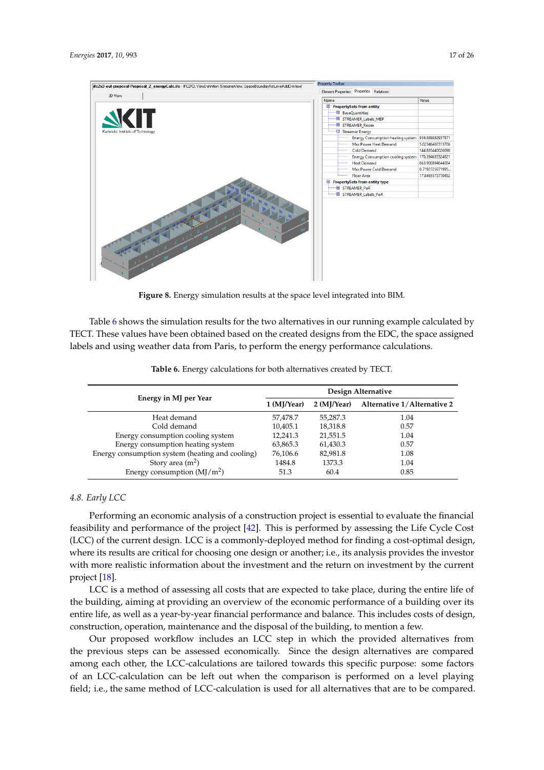**Figure 8.** Energy simulation results at the space level integrated into BIM.

Table 6 shows the simulation results for the two alternatives in our running example calculated by TECT. These values have been obtained based on the created designs from the EDC, the space assigned labels and using weather data from Paris, to perform the energy performance calculations.

**Table 6.** Energy calculations for both alternatives created by TECT.

| Energy in MJ per Year | Design Alternative | | |
|---|---|---|---|
| | 1 (MJ/Year) | 2 (MJ/Year) | Alternative 1/Alternative 2 |
| Heat demand | 57,478.7 | 55,287.3 | 1.04 |
| Cold demand | 10,405.1 | 18,318.8 | 0.57 |
| Energy consumption cooling system | 12,241.3 | 21,551.5 | 1.04 |
| Energy consumption heating system | 63,865.3 | 61,430.3 | 0.57 |
| Energy consumption system (heating and cooling) | 76,106.6 | 82,981.8 | 1.08 |
| Story area ($m^2$) | 1484.8 | 1373.3 | 1.04 |
| Energy consumption ($MJ/m^2$) | 51.3 | 60.4 | 0.85 |

### 4.8. Early LCC

Performing an economic analysis of a construction project is essential to evaluate the financial feasibility and performance of the project [42]. This is performed by assessing the Life Cycle Cost (LCC) of the current design. LCC is a commonly-deployed method for finding a cost-optimal design, where its results are critical for choosing one design or another; i.e., its analysis provides the investor with more realistic information about the investment and the return on investment by the current project [18].

LCC is a method of assessing all costs that are expected to take place, during the entire life of the building, aiming at providing an overview of the economic performance of a building over its entire life, as well as a year-by-year financial performance and balance. This includes costs of design, construction, operation, maintenance and the disposal of the building, to mention a few.

Our proposed workflow includes an LCC step in which the provided alternatives from the previous steps can be assessed economically. Since the design alternatives are compared among each other, the LCC-calculations are tailored towards this specific purpose: some factors of an LCC-calculation can be left out when the comparison is performed on a level playing field; i.e., the same method of LCC-calculation is used for all alternatives that are to be compared.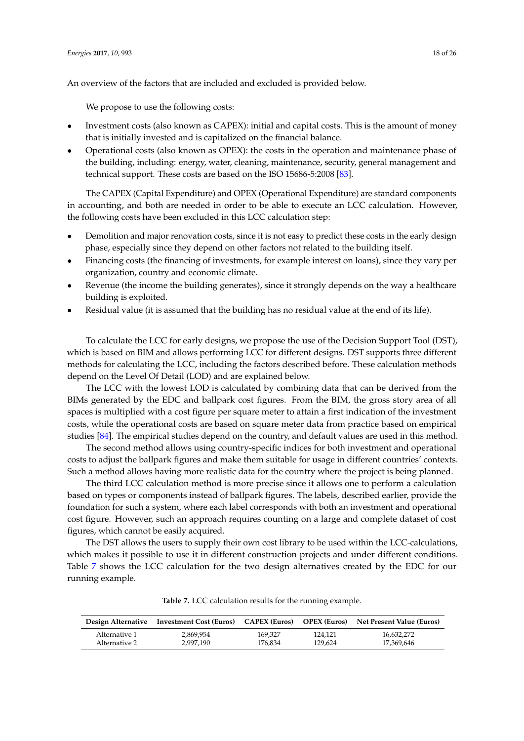An overview of the factors that are included and excluded is provided below.

We propose to use the following costs:

- Investment costs (also known as CAPEX): initial and capital costs. This is the amount of money that is initially invested and is capitalized on the financial balance.
- Operational costs (also known as OPEX): the costs in the operation and maintenance phase of the building, including: energy, water, cleaning, maintenance, security, general management and technical support. These costs are based on the ISO 15686-5:2008 [83].

The CAPEX (Capital Expenditure) and OPEX (Operational Expenditure) are standard components in accounting, and both are needed in order to be able to execute an LCC calculation. However, the following costs have been excluded in this LCC calculation step:

- Demolition and major renovation costs, since it is not easy to predict these costs in the early design phase, especially since they depend on other factors not related to the building itself.
- Financing costs (the financing of investments, for example interest on loans), since they vary per organization, country and economic climate.
- Revenue (the income the building generates), since it strongly depends on the way a healthcare building is exploited.
- Residual value (it is assumed that the building has no residual value at the end of its life).

To calculate the LCC for early designs, we propose the use of the Decision Support Tool (DST), which is based on BIM and allows performing LCC for different designs. DST supports three different methods for calculating the LCC, including the factors described before. These calculation methods depend on the Level Of Detail (LOD) and are explained below.

The LCC with the lowest LOD is calculated by combining data that can be derived from the BIMs generated by the EDC and ballpark cost figures. From the BIM, the gross story area of all spaces is multiplied with a cost figure per square meter to attain a first indication of the investment costs, while the operational costs are based on square meter data from practice based on empirical studies [84]. The empirical studies depend on the country, and default values are used in this method.

The second method allows using country-specific indices for both investment and operational costs to adjust the ballpark figures and make them suitable for usage in different countries' contexts. Such a method allows having more realistic data for the country where the project is being planned.

The third LCC calculation method is more precise since it allows one to perform a calculation based on types or components instead of ballpark figures. The labels, described earlier, provide the foundation for such a system, where each label corresponds with both an investment and operational cost figure. However, such an approach requires counting on a large and complete dataset of cost figures, which cannot be easily acquired.

The DST allows the users to supply their own cost library to be used within the LCC-calculations, which makes it possible to use it in different construction projects and under different conditions. Table 7 shows the LCC calculation for the two design alternatives created by the EDC for our running example.

**Table 7.** LCC calculation results for the running example.

| Design Alternative | Investment Cost (Euros) | CAPEX (Euros) | OPEX (Euros) | Net Present Value (Euros) |
|---|---|---|---|---|
| Alternative 1 | 2,869,954 | 169,327 | 124,121 | 16,632,272 |
| Alternative 2 | 2,997,190 | 176,834 | 129,624 | 17,369,646 |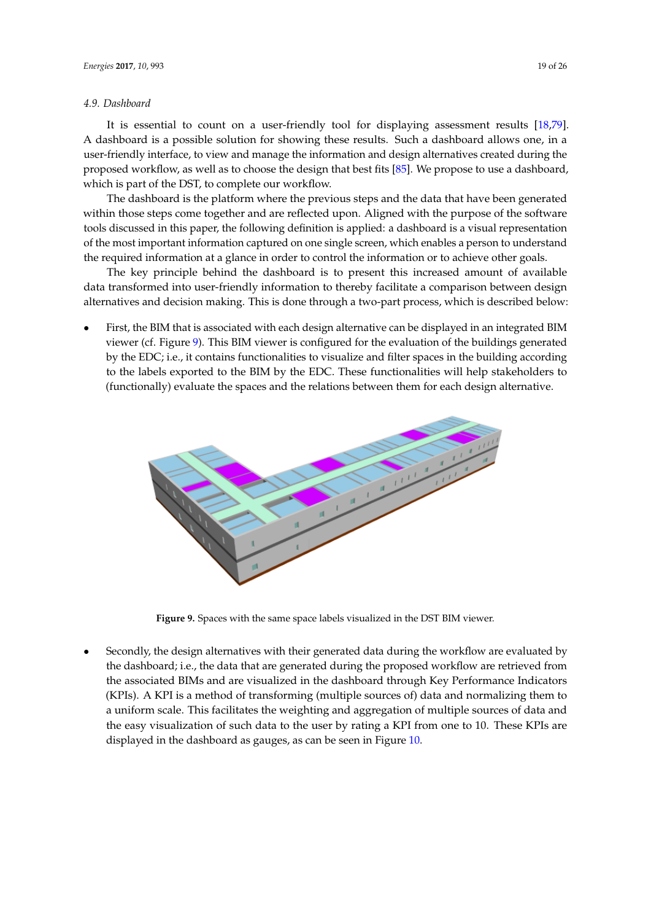### 4.9. Dashboard

It is essential to count on a user-friendly tool for displaying assessment results [18,79]. A dashboard is a possible solution for showing these results. Such a dashboard allows one, in a user-friendly interface, to view and manage the information and design alternatives created during the proposed workflow, as well as to choose the design that best fits [85]. We propose to use a dashboard, which is part of the DST, to complete our workflow.

The dashboard is the platform where the previous steps and the data that have been generated within those steps come together and are reflected upon. Aligned with the purpose of the software tools discussed in this paper, the following definition is applied: a dashboard is a visual representation of the most important information captured on one single screen, which enables a person to understand the required information at a glance in order to control the information or to achieve other goals.

The key principle behind the dashboard is to present this increased amount of available data transformed into user-friendly information to thereby facilitate a comparison between design alternatives and decision making. This is done through a two-part process, which is described below:

- First, the BIM that is associated with each design alternative can be displayed in an integrated BIM viewer (cf. Figure 9). This BIM viewer is configured for the evaluation of the buildings generated by the EDC; i.e., it contains functionalities to visualize and filter spaces in the building according to the labels exported to the BIM by the EDC. These functionalities will help stakeholders to (functionally) evaluate the spaces and the relations between them for each design alternative.

**Figure 9.** Spaces with the same space labels visualized in the DST BIM viewer.

- Secondly, the design alternatives with their generated data during the workflow are evaluated by the dashboard; i.e., the data that are generated during the proposed workflow are retrieved from the associated BIMs and are visualized in the dashboard through Key Performance Indicators (KPIs). A KPI is a method of transforming (multiple sources of) data and normalizing them to a uniform scale. This facilitates the weighting and aggregation of multiple sources of data and the easy visualization of such data to the user by rating a KPI from one to 10. These KPIs are displayed in the dashboard as gauges, as can be seen in Figure 10.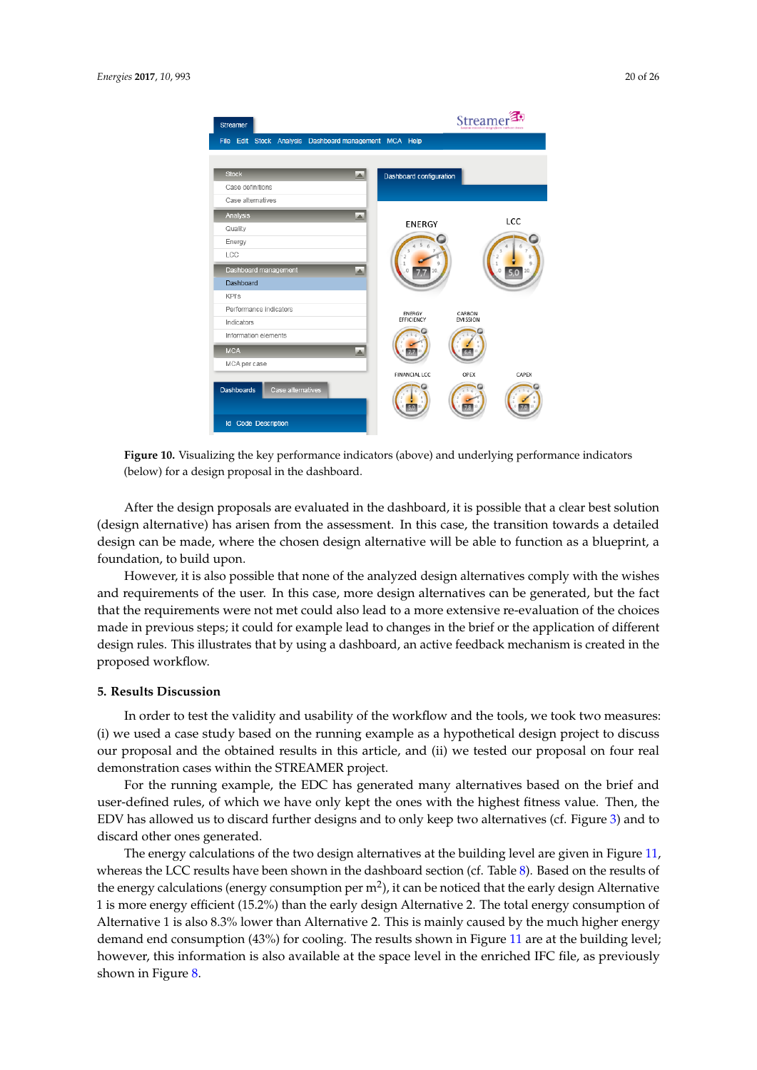**Figure 10.** Visualizing the key performance indicators (above) and underlying performance indicators (below) for a design proposal in the dashboard.

After the design proposals are evaluated in the dashboard, it is possible that a clear best solution (design alternative) has arisen from the assessment. In this case, the transition towards a detailed design can be made, where the chosen design alternative will be able to function as a blueprint, a foundation, to build upon.

However, it is also possible that none of the analyzed design alternatives comply with the wishes and requirements of the user. In this case, more design alternatives can be generated, but the fact that the requirements were not met could also lead to a more extensive re-evaluation of the choices made in previous steps; it could for example lead to changes in the brief or the application of different design rules. This illustrates that by using a dashboard, an active feedback mechanism is created in the proposed workflow.

## 5. Results Discussion

In order to test the validity and usability of the workflow and the tools, we took two measures: (i) we used a case study based on the running example as a hypothetical design project to discuss our proposal and the obtained results in this article, and (ii) we tested our proposal on four real demonstration cases within the STREAMER project.

For the running example, the EDC has generated many alternatives based on the brief and user-defined rules, of which we have only kept the ones with the highest fitness value. Then, the EDV has allowed us to discard further designs and to only keep two alternatives (cf. Figure 3) and to discard other ones generated.

The energy calculations of the two design alternatives at the building level are given in Figure 11, whereas the LCC results have been shown in the dashboard section (cf. Table 8). Based on the results of the energy calculations (energy consumption per $m^2$), it can be noticed that the early design Alternative 1 is more energy efficient (15.2%) than the early design Alternative 2. The total energy consumption of Alternative 1 is also 8.3% lower than Alternative 2. This is mainly caused by the much higher energy demand end consumption (43%) for cooling. The results shown in Figure 11 are at the building level; however, this information is also available at the space level in the enriched IFC file, as previously shown in Figure 8.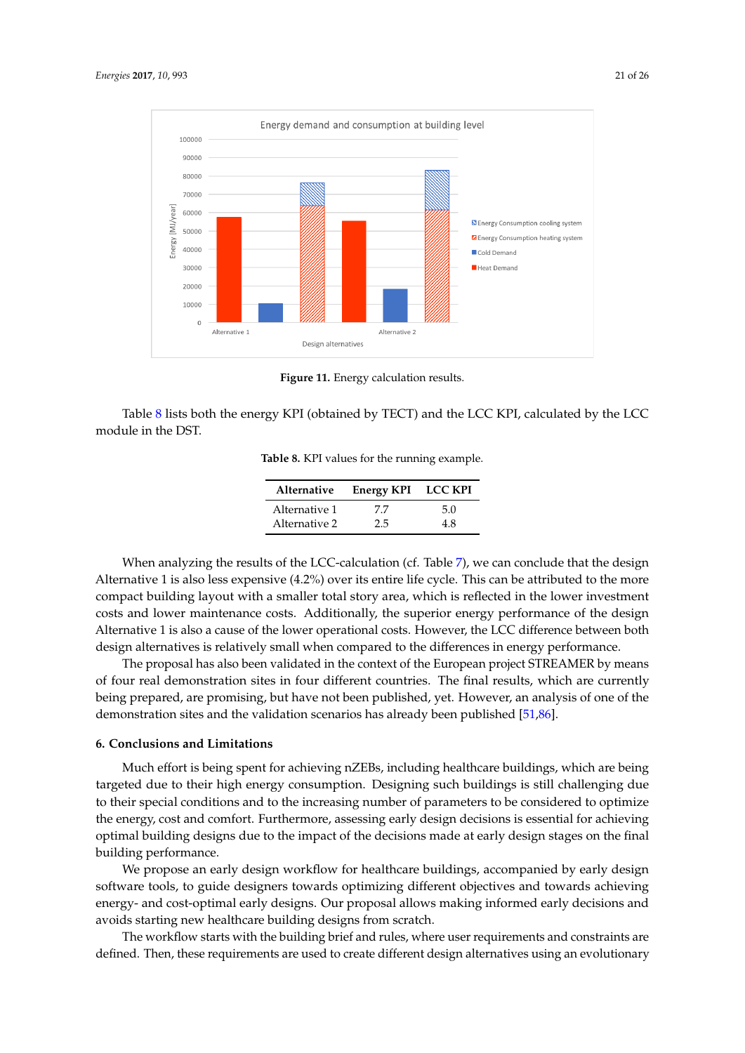**Figure 11.** Energy calculation results.

Table 8 lists both the energy KPI (obtained by TECT) and the LCC KPI, calculated by the LCC module in the DST.

**Table 8.** KPI values for the running example.

| Alternative | Energy KPI | LCC KPI |
|---|---|---|
| Alternative 1 | 7.7 | 5.0 |
| Alternative 2 | 2.5 | 4.8 |

When analyzing the results of the LCC-calculation (cf. Table 7), we can conclude that the design Alternative 1 is also less expensive (4.2%) over its entire life cycle. This can be attributed to the more compact building layout with a smaller total story area, which is reflected in the lower investment costs and lower maintenance costs. Additionally, the superior energy performance of the design Alternative 1 is also a cause of the lower operational costs. However, the LCC difference between both design alternatives is relatively small when compared to the differences in energy performance.

The proposal has also been validated in the context of the European project STREAMER by means of four real demonstration sites in four different countries. The final results, which are currently being prepared, are promising, but have not been published, yet. However, an analysis of one of the demonstration sites and the validation scenarios has already been published [51,86].

## 6. Conclusions and Limitations

Much effort is being spent for achieving nZEBs, including healthcare buildings, which are being targeted due to their high energy consumption. Designing such buildings is still challenging due to their special conditions and to the increasing number of parameters to be considered to optimize the energy, cost and comfort. Furthermore, assessing early design decisions is essential for achieving optimal building designs due to the impact of the decisions made at early design stages on the final building performance.

We propose an early design workflow for healthcare buildings, accompanied by early design software tools, to guide designers towards optimizing different objectives and towards achieving energy- and cost-optimal early designs. Our proposal allows making informed early decisions and avoids starting new healthcare building designs from scratch.

The workflow starts with the building brief and rules, where user requirements and constraints are defined. Then, these requirements are used to create different design alternatives using an evolutionary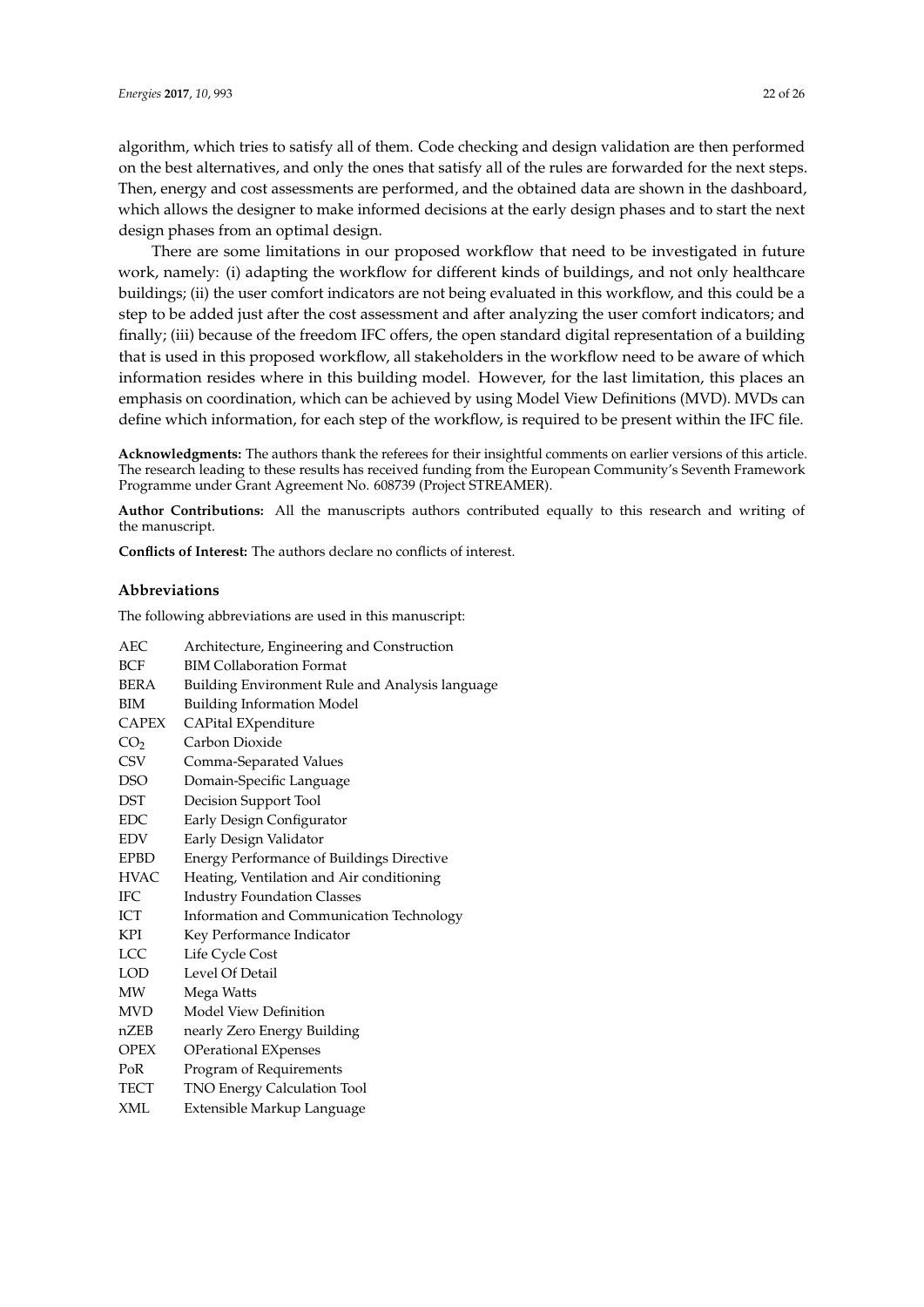algorithm, which tries to satisfy all of them. Code checking and design validation are then performed on the best alternatives, and only the ones that satisfy all of the rules are forwarded for the next steps. Then, energy and cost assessments are performed, and the obtained data are shown in the dashboard, which allows the designer to make informed decisions at the early design phases and to start the next design phases from an optimal design.

There are some limitations in our proposed workflow that need to be investigated in future work, namely: (i) adapting the workflow for different kinds of buildings, and not only healthcare buildings; (ii) the user comfort indicators are not being evaluated in this workflow, and this could be a step to be added just after the cost assessment and after analyzing the user comfort indicators; and finally; (iii) because of the freedom IFC offers, the open standard digital representation of a building that is used in this proposed workflow, all stakeholders in the workflow need to be aware of which information resides where in this building model. However, for the last limitation, this places an emphasis on coordination, which can be achieved by using Model View Definitions (MVD). MVDs can define which information, for each step of the workflow, is required to be present within the IFC file.

**Acknowledgments:** The authors thank the referees for their insightful comments on earlier versions of this article. The research leading to these results has received funding from the European Community's Seventh Framework Programme under Grant Agreement No. 608739 (Project STREAMER).

**Author Contributions:** All the manuscripts authors contributed equally to this research and writing of the manuscript.

**Conflicts of Interest:** The authors declare no conflicts of interest.

## Abbreviations

The following abbreviations are used in this manuscript:

| | |
|---|---|
| AEC | Architecture, Engineering and Construction |
| BCF | BIM Collaboration Format |
| BERA | Building Environment Rule and Analysis language |
| BIM | Building Information Model |
| CAPEX | CAPital EXpenditure |
| $CO_2$ | Carbon Dioxide |
| CSV | Comma-Separated Values |
| DSO | Domain-Specific Language |
| DST | Decision Support Tool |
| EDC | Early Design Configurator |
| EDV | Early Design Validator |
| EPBD | Energy Performance of Buildings Directive |
| HVAC | Heating, Ventilation and Air conditioning |
| IFC | Industry Foundation Classes |
| ICT | Information and Communication Technology |
| KPI | Key Performance Indicator |
| LCC | Life Cycle Cost |
| LOD | Level Of Detail |
| MW | Mega Watts |
| MVD | Model View Definition |
| nZEB | nearly Zero Energy Building |
| OPEX | OPerational EXpenses |
| PoR | Program of Requirements |
| TECT | TNO Energy Calculation Tool |
| XML | Extensible Markup Language |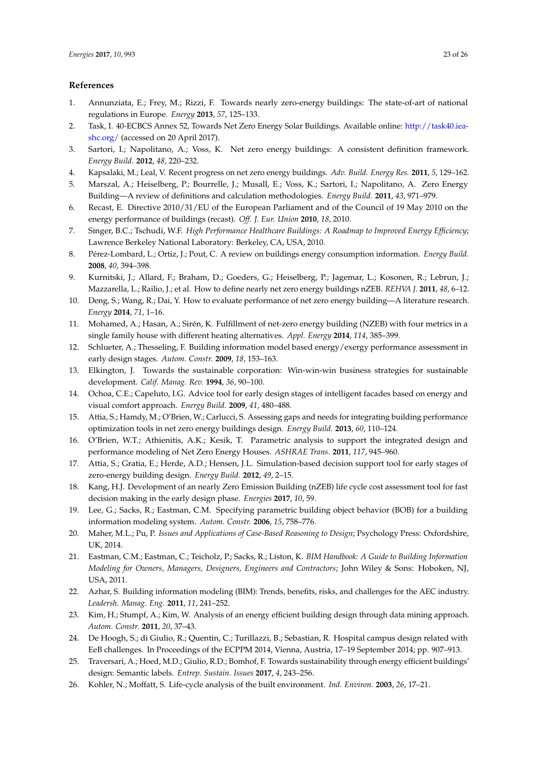## References

1. Annunziata, E.; Frey, M.; Rizzi, F. Towards nearly zero-energy buildings: The state-of-art of national regulations in Europe. *Energy* **2013**, *57*, 125–133.
2. Task, I. 40-ECBCS Annex 52, Towards Net Zero Energy Solar Buildings. Available online: http://task40.iea-shc.org/ (accessed on 20 April 2017).
3. Sartori, I.; Napolitano, A.; Voss, K. Net zero energy buildings: A consistent definition framework. *Energy Build.* **2012**, *48*, 220–232.
4. Kapsalaki, M.; Leal, V. Recent progress on net zero energy buildings. *Adv. Build. Energy Res.* **2011**, *5*, 129–162.
5. Marszal, A.; Heiselberg, P.; Bourrelle, J.; Musall, E.; Voss, K.; Sartori, I.; Napolitano, A. Zero Energy Building—A review of definitions and calculation methodologies. *Energy Build.* **2011**, *43*, 971–979.
6. Recast, E. Directive 2010/31/EU of the European Parliament and of the Council of 19 May 2010 on the energy performance of buildings (recast). *Off. J. Eur. Union* **2010**, *18*, 2010.
7. Singer, B.C.; Tschudi, W.F. *High Performance Healthcare Buildings: A Roadmap to Improved Energy Efficiency*; Lawrence Berkeley National Laboratory: Berkeley, CA, USA, 2010.
8. Pérez-Lombard, L.; Ortiz, J.; Pout, C. A review on buildings energy consumption information. *Energy Build.* **2008**, *40*, 394–398.
9. Kurnitski, J.; Allard, F.; Braham, D.; Goeders, G.; Heiselberg, P.; Jagemar, L.; Kosonen, R.; Lebrun, J.; Mazzarella, L.; Railio, J.; et al. How to define nearly net zero energy buildings nZEB. *REHVA J.* **2011**, *48*, 6–12.
10. Deng, S.; Wang, R.; Dai, Y. How to evaluate performance of net zero energy building—A literature research. *Energy* **2014**, *71*, 1–16.
11. Mohamed, A.; Hasan, A.; Sirén, K. Fulfillment of net-zero energy building (NZEB) with four metrics in a single family house with different heating alternatives. *Appl. Energy* **2014**, *114*, 385–399.
12. Schlueter, A.; Thesseling, F. Building information model based energy/exergy performance assessment in early design stages. *Autom. Constr.* **2009**, *18*, 153–163.
13. Elkington, J. Towards the sustainable corporation: Win-win-win business strategies for sustainable development. *Calif. Manag. Rev.* **1994**, *36*, 90–100.
14. Ochoa, C.E.; Capeluto, I.G. Advice tool for early design stages of intelligent facades based on energy and visual comfort approach. *Energy Build.* **2009**, *41*, 480–488.
15. Attia, S.; Hamdy, M.; O'Brien, W.; Carlucci, S. Assessing gaps and needs for integrating building performance optimization tools in net zero energy buildings design. *Energy Build.* **2013**, *60*, 110–124.
16. O'Brien, W.T.; Athienitis, A.K.; Kesik, T. Parametric analysis to support the integrated design and performance modeling of Net Zero Energy Houses. *ASHRAE Trans.* **2011**, *117*, 945–960.
17. Attia, S.; Gratia, E.; Herde, A.D.; Hensen, J.L. Simulation-based decision support tool for early stages of zero-energy building design. *Energy Build.* **2012**, *49*, 2–15.
18. Kang, H.J. Development of an nearly Zero Emission Building (nZEB) life cycle cost assessment tool for fast decision making in the early design phase. *Energies* **2017**, *10*, 59.
19. Lee, G.; Sacks, R.; Eastman, C.M. Specifying parametric building object behavior (BOB) for a building information modeling system. *Autom. Constr.* **2006**, *15*, 758–776.
20. Maher, M.L.; Pu, P. *Issues and Applications of Case-Based Reasoning to Design*; Psychology Press: Oxfordshire, UK, 2014.
21. Eastman, C.M.; Eastman, C.; Teicholz, P.; Sacks, R.; Liston, K. *BIM Handbook: A Guide to Building Information Modeling for Owners, Managers, Designers, Engineers and Contractors*; John Wiley & Sons: Hoboken, NJ, USA, 2011.
22. Azhar, S. Building information modeling (BIM): Trends, benefits, risks, and challenges for the AEC industry. *Leadersh. Manag. Eng.* **2011**, *11*, 241–252.
23. Kim, H.; Stumpf, A.; Kim, W. Analysis of an energy efficient building design through data mining approach. *Autom. Constr.* **2011**, *20*, 37–43.
24. De Hoogh, S.; di Giulio, R.; Quentin, C.; Turillazzi, B.; Sebastian, R. Hospital campus design related with EeB challenges. In Proceedings of the ECPPM 2014, Vienna, Austria, 17–19 September 2014; pp. 907–913.
25. Traversari, A.; Hoed, M.D.; Giulio, R.D.; Bomhof, F. Towards sustainability through energy efficient buildings' design: Semantic labels. *Entrep. Sustain. Issues* **2017**, *4*, 243–256.
26. Kohler, N.; Moffatt, S. Life-cycle analysis of the built environment. *Ind. Environ.* **2003**, *26*, 17–21.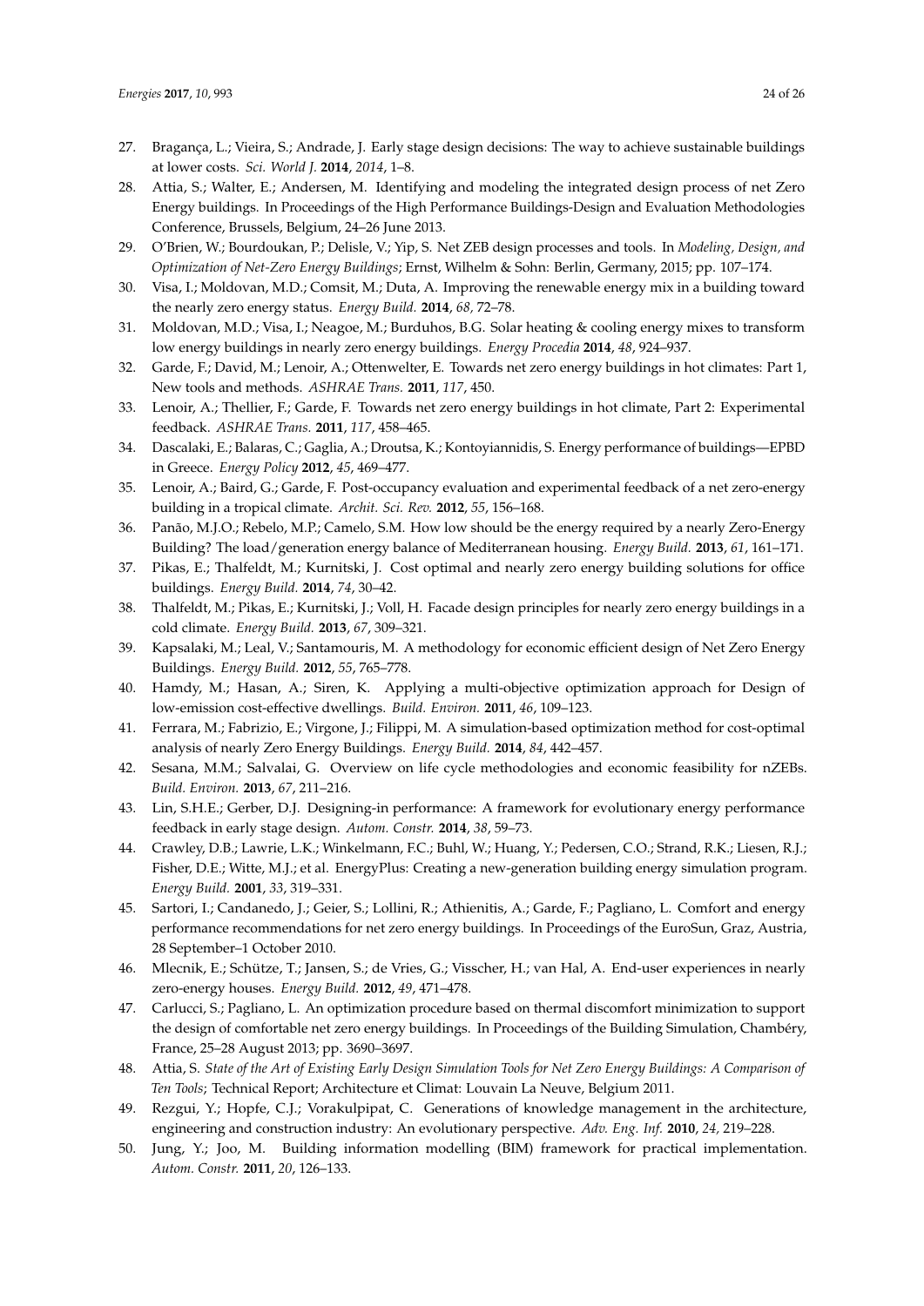27. Bragança, L.; Vieira, S.; Andrade, J. Early stage design decisions: The way to achieve sustainable buildings at lower costs. *Sci. World J.* **2014**, *2014*, 1–8.
28. Attia, S.; Walter, E.; Andersen, M. Identifying and modeling the integrated design process of net Zero Energy buildings. In Proceedings of the High Performance Buildings-Design and Evaluation Methodologies Conference, Brussels, Belgium, 24–26 June 2013.
29. O'Brien, W.; Bourdoukan, P.; Delisle, V.; Yip, S. Net ZEB design processes and tools. In *Modeling, Design, and Optimization of Net-Zero Energy Buildings*; Ernst, Wilhelm & Sohn: Berlin, Germany, 2015; pp. 107–174.
30. Visa, I.; Moldovan, M.D.; Comsit, M.; Duta, A. Improving the renewable energy mix in a building toward the nearly zero energy status. *Energy Build.* **2014**, *68*, 72–78.
31. Moldovan, M.D.; Visa, I.; Neagoe, M.; Burduhos, B.G. Solar heating & cooling energy mixes to transform low energy buildings in nearly zero energy buildings. *Energy Procedia* **2014**, *48*, 924–937.
32. Garde, F.; David, M.; Lenoir, A.; Ottenwelter, E. Towards net zero energy buildings in hot climates: Part 1, New tools and methods. *ASHRAE Trans.* **2011**, *117*, 450.
33. Lenoir, A.; Thellier, F.; Garde, F. Towards net zero energy buildings in hot climate, Part 2: Experimental feedback. *ASHRAE Trans.* **2011**, *117*, 458–465.
34. Dascalaki, E.; Balaras, C.; Gaglia, A.; Droutsa, K.; Kontoyiannidis, S. Energy performance of buildings—EPBD in Greece. *Energy Policy* **2012**, *45*, 469–477.
35. Lenoir, A.; Baird, G.; Garde, F. Post-occupancy evaluation and experimental feedback of a net zero-energy building in a tropical climate. *Archit. Sci. Rev.* **2012**, *55*, 156–168.
36. Panão, M.J.O.; Rebelo, M.P.; Camelo, S.M. How low should be the energy required by a nearly Zero-Energy Building? The load/generation energy balance of Mediterranean housing. *Energy Build.* **2013**, *61*, 161–171.
37. Pikas, E.; Thalfeldt, M.; Kurnitski, J. Cost optimal and nearly zero energy building solutions for office buildings. *Energy Build.* **2014**, *74*, 30–42.
38. Thalfeldt, M.; Pikas, E.; Kurnitski, J.; Voll, H. Facade design principles for nearly zero energy buildings in a cold climate. *Energy Build.* **2013**, *67*, 309–321.
39. Kapsalaki, M.; Leal, V.; Santamouris, M. A methodology for economic efficient design of Net Zero Energy Buildings. *Energy Build.* **2012**, *55*, 765–778.
40. Hamdy, M.; Hasan, A.; Siren, K. Applying a multi-objective optimization approach for Design of low-emission cost-effective dwellings. *Build. Environ.* **2011**, *46*, 109–123.
41. Ferrara, M.; Fabrizio, E.; Virgone, J.; Filippi, M. A simulation-based optimization method for cost-optimal analysis of nearly Zero Energy Buildings. *Energy Build.* **2014**, *84*, 442–457.
42. Sesana, M.M.; Salvalai, G. Overview on life cycle methodologies and economic feasibility for nZEBs. *Build. Environ.* **2013**, *67*, 211–216.
43. Lin, S.H.E.; Gerber, D.J. Designing-in performance: A framework for evolutionary energy performance feedback in early stage design. *Autom. Constr.* **2014**, *38*, 59–73.
44. Crawley, D.B.; Lawrie, L.K.; Winkelmann, F.C.; Buhl, W.; Huang, Y.; Pedersen, C.O.; Strand, R.K.; Liesen, R.J.; Fisher, D.E.; Witte, M.J.; et al. EnergyPlus: Creating a new-generation building energy simulation program. *Energy Build.* **2001**, *33*, 319–331.
45. Sartori, I.; Candanedo, J.; Geier, S.; Lollini, R.; Athienitis, A.; Garde, F.; Pagliano, L. Comfort and energy performance recommendations for net zero energy buildings. In Proceedings of the EuroSun, Graz, Austria, 28 September–1 October 2010.
46. Mlecnik, E.; Schütze, T.; Jansen, S.; de Vries, G.; Visscher, H.; van Hal, A. End-user experiences in nearly zero-energy houses. *Energy Build.* **2012**, *49*, 471–478.
47. Carlucci, S.; Pagliano, L. An optimization procedure based on thermal discomfort minimization to support the design of comfortable net zero energy buildings. In Proceedings of the Building Simulation, Chambéry, France, 25–28 August 2013; pp. 3690–3697.
48. Attia, S. *State of the Art of Existing Early Design Simulation Tools for Net Zero Energy Buildings: A Comparison of Ten Tools*; Technical Report; Architecture et Climat: Louvain La Neuve, Belgium 2011.
49. Rezgui, Y.; Hopfe, C.J.; Vorakulpipat, C. Generations of knowledge management in the architecture, engineering and construction industry: An evolutionary perspective. *Adv. Eng. Inf.* **2010**, *24*, 219–228.
50. Jung, Y.; Joo, M. Building information modelling (BIM) framework for practical implementation. *Autom. Constr.* **2011**, *20*, 126–133.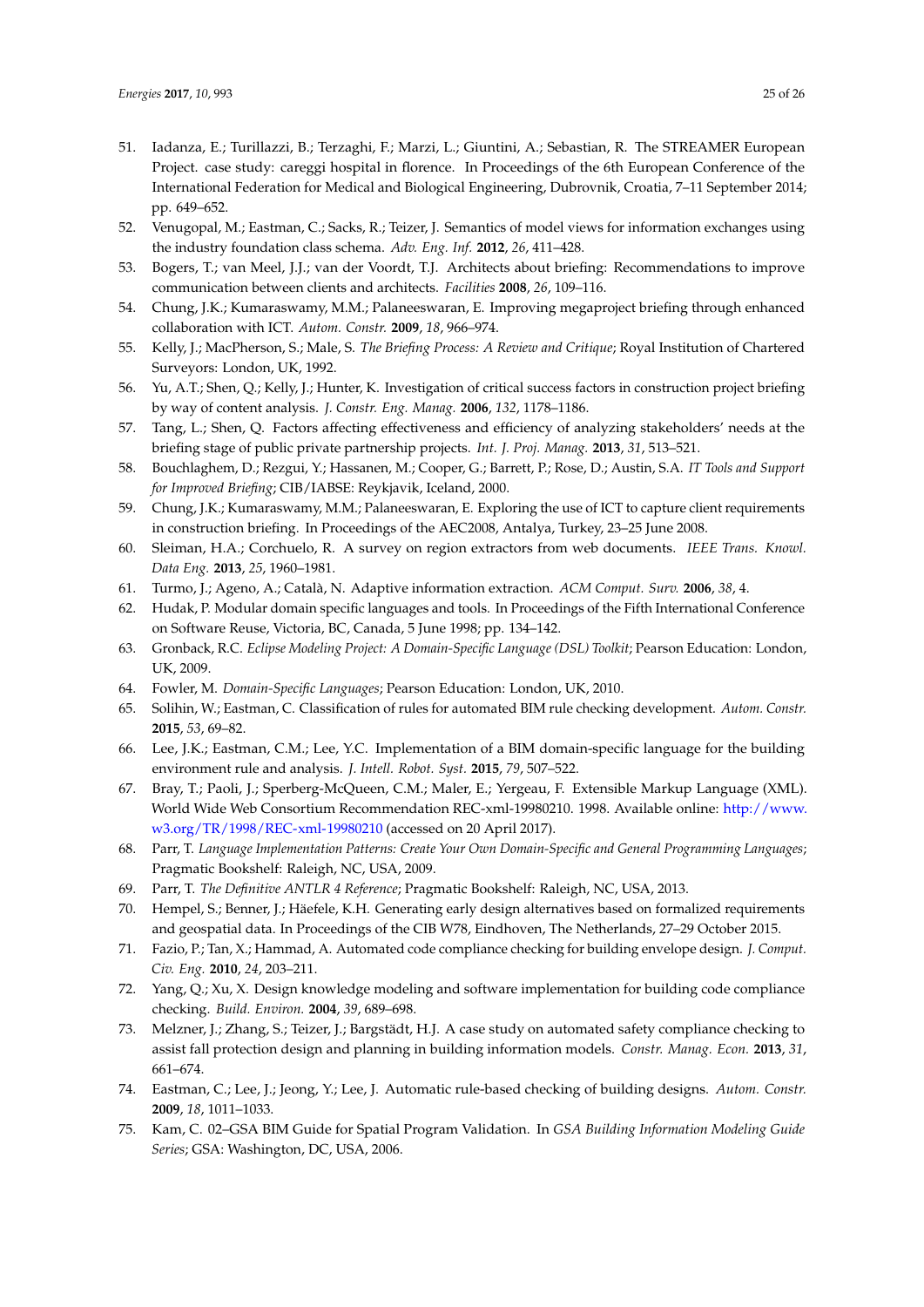51. Iadanza, E.; Turillazzi, B.; Terzaghi, F.; Marzi, L.; Giuntini, A.; Sebastian, R. The STREAMER European Project. case study: careggi hospital in florence. In Proceedings of the 6th European Conference of the International Federation for Medical and Biological Engineering, Dubrovnik, Croatia, 7–11 September 2014; pp. 649–652.
52. Venugopal, M.; Eastman, C.; Sacks, R.; Teizer, J. Semantics of model views for information exchanges using the industry foundation class schema. *Adv. Eng. Inf.* **2012**, *26*, 411–428.
53. Bogers, T.; van Meel, J.J.; van der Voordt, T.J. Architects about briefing: Recommendations to improve communication between clients and architects. *Facilities* **2008**, *26*, 109–116.
54. Chung, J.K.; Kumaraswamy, M.M.; Palaneeswaran, E. Improving megaproject briefing through enhanced collaboration with ICT. *Autom. Constr.* **2009**, *18*, 966–974.
55. Kelly, J.; MacPherson, S.; Male, S. *The Briefing Process: A Review and Critique*; Royal Institution of Chartered Surveyors: London, UK, 1992.
56. Yu, A.T.; Shen, Q.; Kelly, J.; Hunter, K. Investigation of critical success factors in construction project briefing by way of content analysis. *J. Constr. Eng. Manag.* **2006**, *132*, 1178–1186.
57. Tang, L.; Shen, Q. Factors affecting effectiveness and efficiency of analyzing stakeholders' needs at the briefing stage of public private partnership projects. *Int. J. Proj. Manag.* **2013**, *31*, 513–521.
58. Bouchlaghem, D.; Rezgui, Y.; Hassanen, M.; Cooper, G.; Barrett, P.; Rose, D.; Austin, S.A. *IT Tools and Support for Improved Briefing*; CIB/IABSE: Reykjavik, Iceland, 2000.
59. Chung, J.K.; Kumaraswamy, M.M.; Palaneeswaran, E. Exploring the use of ICT to capture client requirements in construction briefing. In Proceedings of the AEC2008, Antalya, Turkey, 23–25 June 2008.
60. Sleiman, H.A.; Corchuelo, R. A survey on region extractors from web documents. *IEEE Trans. Knowl. Data Eng.* **2013**, *25*, 1960–1981.
61. Turmo, J.; Ageno, A.; Català, N. Adaptive information extraction. *ACM Comput. Surv.* **2006**, *38*, 4.
62. Hudak, P. Modular domain specific languages and tools. In Proceedings of the Fifth International Conference on Software Reuse, Victoria, BC, Canada, 5 June 1998; pp. 134–142.
63. Gronback, R.C. *Eclipse Modeling Project: A Domain-Specific Language (DSL) Toolkit*; Pearson Education: London, UK, 2009.
64. Fowler, M. *Domain-Specific Languages*; Pearson Education: London, UK, 2010.
65. Solihin, W.; Eastman, C. Classification of rules for automated BIM rule checking development. *Autom. Constr.* **2015**, *53*, 69–82.
66. Lee, J.K.; Eastman, C.M.; Lee, Y.C. Implementation of a BIM domain-specific language for the building environment rule and analysis. *J. Intell. Robot. Syst.* **2015**, *79*, 507–522.
67. Bray, T.; Paoli, J.; Sperberg-McQueen, C.M.; Maler, E.; Yergeau, F. Extensible Markup Language (XML). World Wide Web Consortium Recommendation REC-xml-19980210. 1998. Available online: http://www.w3.org/TR/1998/REC-xml-19980210 (accessed on 20 April 2017).
68. Parr, T. *Language Implementation Patterns: Create Your Own Domain-Specific and General Programming Languages*; Pragmatic Bookshelf: Raleigh, NC, USA, 2009.
69. Parr, T. *The Definitive ANTLR 4 Reference*; Pragmatic Bookshelf: Raleigh, NC, USA, 2013.
70. Hempel, S.; Benner, J.; Häefele, K.H. Generating early design alternatives based on formalized requirements and geospatial data. In Proceedings of the CIB W78, Eindhoven, The Netherlands, 27–29 October 2015.
71. Fazio, P.; Tan, X.; Hammad, A. Automated code compliance checking for building envelope design. *J. Comput. Civ. Eng.* **2010**, *24*, 203–211.
72. Yang, Q.; Xu, X. Design knowledge modeling and software implementation for building code compliance checking. *Build. Environ.* **2004**, *39*, 689–698.
73. Melzner, J.; Zhang, S.; Teizer, J.; Bargstädt, H.J. A case study on automated safety compliance checking to assist fall protection design and planning in building information models. *Constr. Manag. Econ.* **2013**, *31*, 661–674.
74. Eastman, C.; Lee, J.; Jeong, Y.; Lee, J. Automatic rule-based checking of building designs. *Autom. Constr.* **2009**, *18*, 1011–1033.
75. Kam, C. 02–GSA BIM Guide for Spatial Program Validation. In *GSA Building Information Modeling Guide Series*; GSA: Washington, DC, USA, 2006.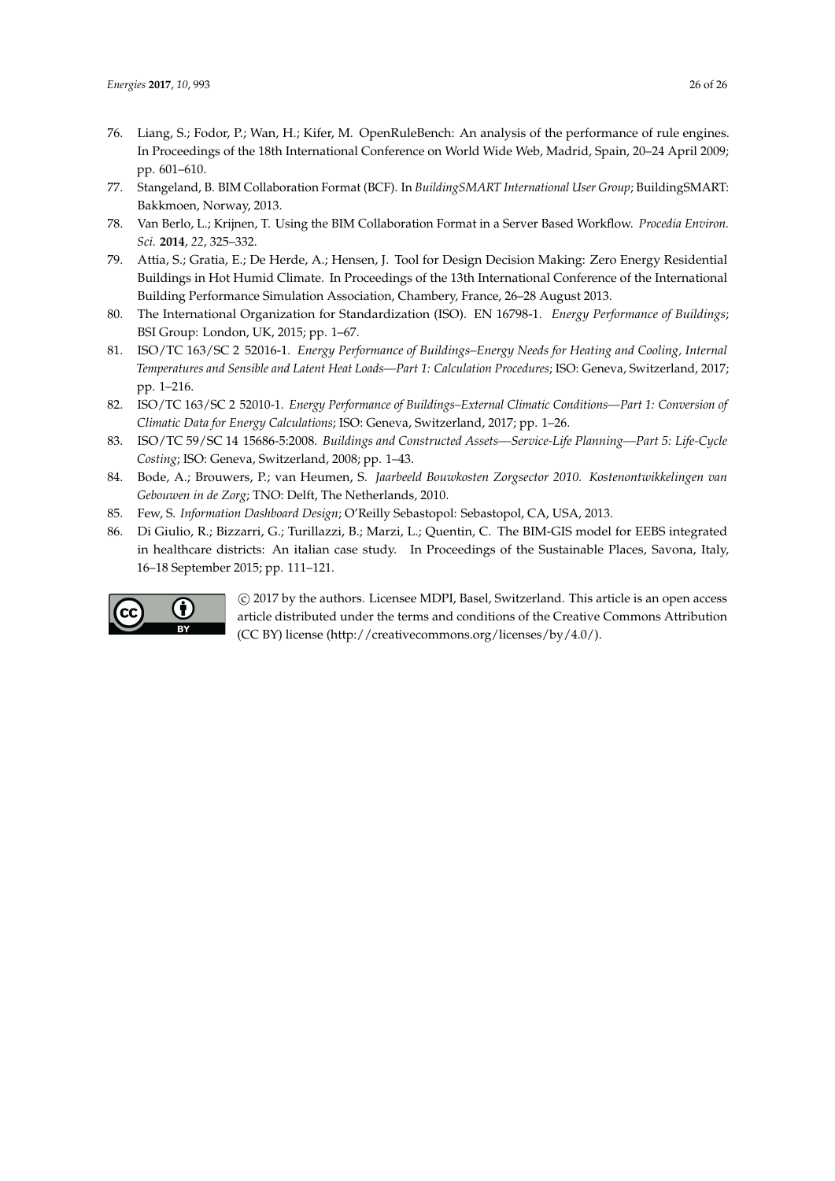76. Liang, S.; Fodor, P.; Wan, H.; Kifer, M. OpenRuleBench: An analysis of the performance of rule engines. In Proceedings of the 18th International Conference on World Wide Web, Madrid, Spain, 20–24 April 2009; pp. 601–610.
77. Stangeland, B. BIM Collaboration Format (BCF). In *BuildingSMART International User Group*; BuildingSMART: Bakkmoen, Norway, 2013.
78. Van Berlo, L.; Krijnen, T. Using the BIM Collaboration Format in a Server Based Workflow. *Procedia Environ. Sci.* **2014**, *22*, 325–332.
79. Attia, S.; Gratia, E.; De Herde, A.; Hensen, J. Tool for Design Decision Making: Zero Energy Residential Buildings in Hot Humid Climate. In Proceedings of the 13th International Conference of the International Building Performance Simulation Association, Chambery, France, 26–28 August 2013.
80. The International Organization for Standardization (ISO). EN 16798-1. *Energy Performance of Buildings*; BSI Group: London, UK, 2015; pp. 1–67.
81. ISO/TC 163/SC 2 52016-1. *Energy Performance of Buildings–Energy Needs for Heating and Cooling, Internal Temperatures and Sensible and Latent Heat Loads—Part 1: Calculation Procedures*; ISO: Geneva, Switzerland, 2017; pp. 1–216.
82. ISO/TC 163/SC 2 52010-1. *Energy Performance of Buildings–External Climatic Conditions—Part 1: Conversion of Climatic Data for Energy Calculations*; ISO: Geneva, Switzerland, 2017; pp. 1–26.
83. ISO/TC 59/SC 14 15686-5:2008. *Buildings and Constructed Assets—Service-Life Planning—Part 5: Life-Cycle Costing*; ISO: Geneva, Switzerland, 2008; pp. 1–43.
84. Bode, A.; Brouwers, P.; van Heumen, S. *Jaarbeeld Bouwkosten Zorgsector 2010. Kostenontwikkelingen van Gebouwen in de Zorg*; TNO: Delft, The Netherlands, 2010.
85. Few, S. *Information Dashboard Design*; O'Reilly Sebastopol: Sebastopol, CA, USA, 2013.
86. Di Giulio, R.; Bizzarri, G.; Turillazzi, B.; Marzi, L.; Quentin, C. The BIM-GIS model for EEBS integrated in healthcare districts: An italian case study. In Proceedings of the Sustainable Places, Savona, Italy, 16–18 September 2015; pp. 111–121.

© 2017 by the authors. Licensee MDPI, Basel, Switzerland. This article is an open access article distributed under the terms and conditions of the Creative Commons Attribution (CC BY) license (http://creativecommons.org/licenses/by/4.0/).